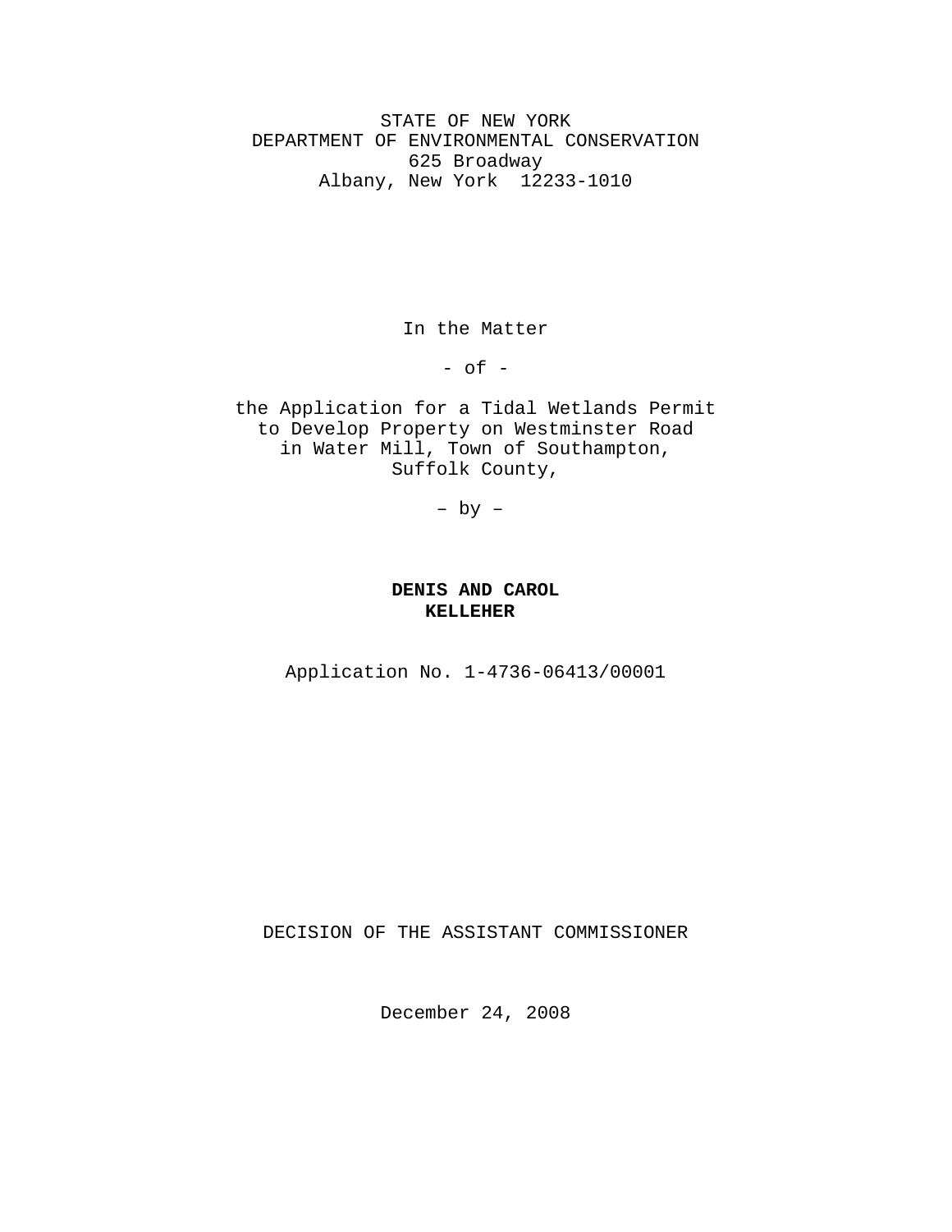STATE OF NEW YORK
DEPARTMENT OF ENVIRONMENTAL CONSERVATION
625 Broadway
Albany, New York 12233-1010

In the Matter

- of -

the Application for a Tidal Wetlands Permit to Develop Property on Westminster Road in Water Mill, Town of Southampton, Suffolk County,

– by –

**DENIS AND CAROL KELLEHER**

Application No. 1-4736-06413/00001

DECISION OF THE ASSISTANT COMMISSIONER

December 24, 2008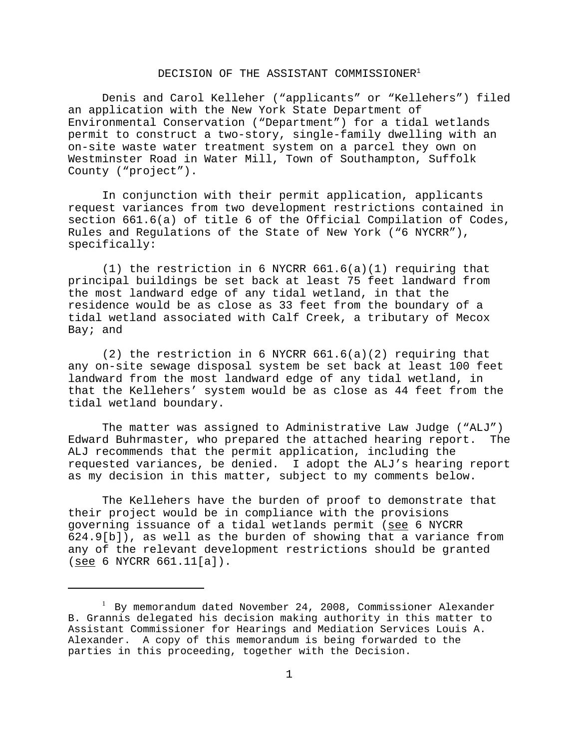DECISION OF THE ASSISTANT COMMISSIONER[1]

Denis and Carol Kelleher ("applicants" or "Kellehers") filed an application with the New York State Department of Environmental Conservation ("Department") for a tidal wetlands permit to construct a two-story, single-family dwelling with an on-site waste water treatment system on a parcel they own on Westminster Road in Water Mill, Town of Southampton, Suffolk County ("project").

In conjunction with their permit application, applicants request variances from two development restrictions contained in section 661.6(a) of title 6 of the Official Compilation of Codes, Rules and Regulations of the State of New York ("6 NYCRR"), specifically:

(1) the restriction in 6 NYCRR 661.6(a)(1) requiring that principal buildings be set back at least 75 feet landward from the most landward edge of any tidal wetland, in that the residence would be as close as 33 feet from the boundary of a tidal wetland associated with Calf Creek, a tributary of Mecox Bay; and

(2) the restriction in 6 NYCRR 661.6(a)(2) requiring that any on-site sewage disposal system be set back at least 100 feet landward from the most landward edge of any tidal wetland, in that the Kellehers' system would be as close as 44 feet from the tidal wetland boundary.

The matter was assigned to Administrative Law Judge ("ALJ") Edward Buhrmaster, who prepared the attached hearing report. The ALJ recommends that the permit application, including the requested variances, be denied. I adopt the ALJ's hearing report as my decision in this matter, subject to my comments below.

The Kellehers have the burden of proof to demonstrate that their project would be in compliance with the provisions governing issuance of a tidal wetlands permit (see 6 NYCRR 624.9[b]), as well as the burden of showing that a variance from any of the relevant development restrictions should be granted (see 6 NYCRR 661.11[a]).

---

[1] By memorandum dated November 24, 2008, Commissioner Alexander B. Grannis delegated his decision making authority in this matter to Assistant Commissioner for Hearings and Mediation Services Louis A. Alexander. A copy of this memorandum is being forwarded to the parties in this proceeding, together with the Decision.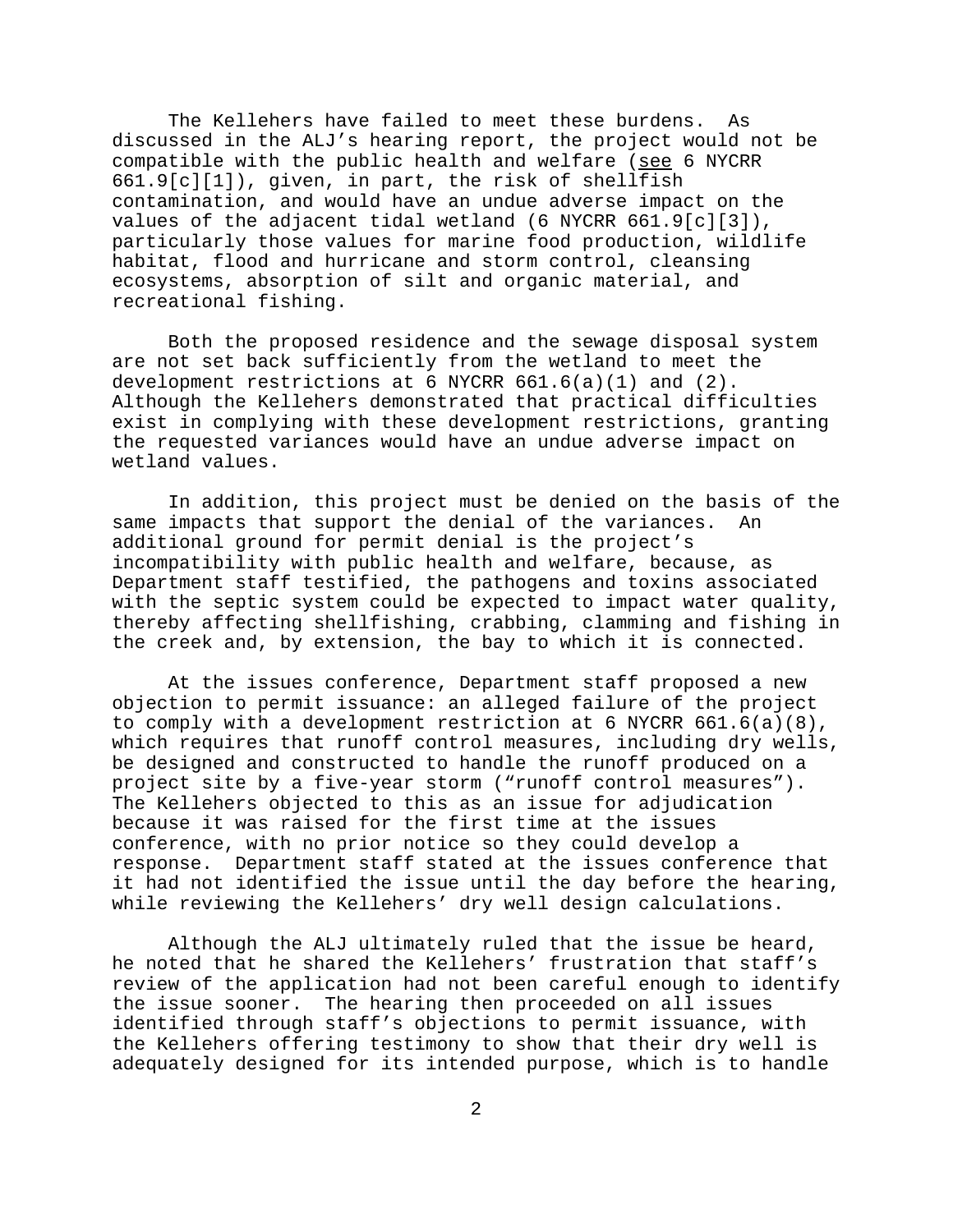The Kellehers have failed to meet these burdens. As discussed in the ALJ's hearing report, the project would not be compatible with the public health and welfare (see 6 NYCRR 661.9[c][1]), given, in part, the risk of shellfish contamination, and would have an undue adverse impact on the values of the adjacent tidal wetland (6 NYCRR 661.9[c][3]), particularly those values for marine food production, wildlife habitat, flood and hurricane and storm control, cleansing ecosystems, absorption of silt and organic material, and recreational fishing.

Both the proposed residence and the sewage disposal system are not set back sufficiently from the wetland to meet the development restrictions at 6 NYCRR 661.6(a)(1) and (2). Although the Kellehers demonstrated that practical difficulties exist in complying with these development restrictions, granting the requested variances would have an undue adverse impact on wetland values.

In addition, this project must be denied on the basis of the same impacts that support the denial of the variances. An additional ground for permit denial is the project's incompatibility with public health and welfare, because, as Department staff testified, the pathogens and toxins associated with the septic system could be expected to impact water quality, thereby affecting shellfishing, crabbing, clamming and fishing in the creek and, by extension, the bay to which it is connected.

At the issues conference, Department staff proposed a new objection to permit issuance: an alleged failure of the project to comply with a development restriction at 6 NYCRR 661.6(a)(8), which requires that runoff control measures, including dry wells, be designed and constructed to handle the runoff produced on a project site by a five-year storm ("runoff control measures"). The Kellehers objected to this as an issue for adjudication because it was raised for the first time at the issues conference, with no prior notice so they could develop a response. Department staff stated at the issues conference that it had not identified the issue until the day before the hearing, while reviewing the Kellehers' dry well design calculations.

Although the ALJ ultimately ruled that the issue be heard, he noted that he shared the Kellehers' frustration that staff's review of the application had not been careful enough to identify the issue sooner. The hearing then proceeded on all issues identified through staff's objections to permit issuance, with the Kellehers offering testimony to show that their dry well is adequately designed for its intended purpose, which is to handle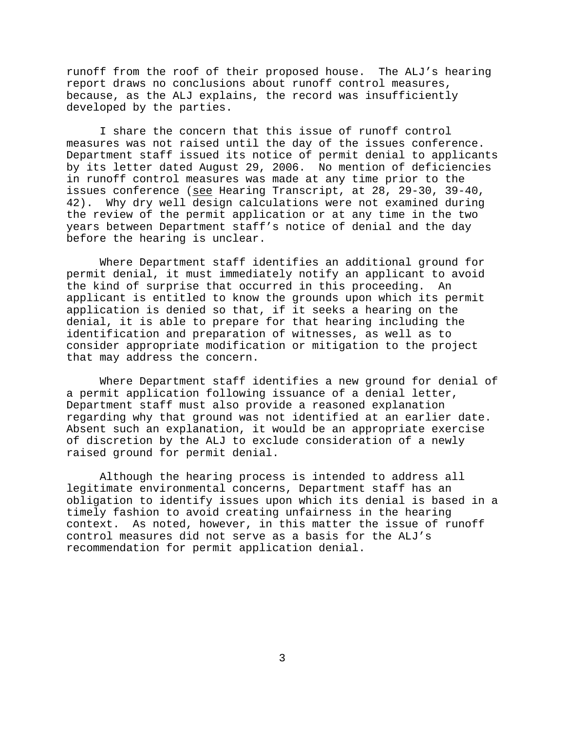runoff from the roof of their proposed house. The ALJ's hearing report draws no conclusions about runoff control measures, because, as the ALJ explains, the record was insufficiently developed by the parties.

I share the concern that this issue of runoff control measures was not raised until the day of the issues conference. Department staff issued its notice of permit denial to applicants by its letter dated August 29, 2006. No mention of deficiencies in runoff control measures was made at any time prior to the issues conference (see Hearing Transcript, at 28, 29-30, 39-40, 42). Why dry well design calculations were not examined during the review of the permit application or at any time in the two years between Department staff's notice of denial and the day before the hearing is unclear.

Where Department staff identifies an additional ground for permit denial, it must immediately notify an applicant to avoid the kind of surprise that occurred in this proceeding. An applicant is entitled to know the grounds upon which its permit application is denied so that, if it seeks a hearing on the denial, it is able to prepare for that hearing including the identification and preparation of witnesses, as well as to consider appropriate modification or mitigation to the project that may address the concern.

Where Department staff identifies a new ground for denial of a permit application following issuance of a denial letter, Department staff must also provide a reasoned explanation regarding why that ground was not identified at an earlier date. Absent such an explanation, it would be an appropriate exercise of discretion by the ALJ to exclude consideration of a newly raised ground for permit denial.

Although the hearing process is intended to address all legitimate environmental concerns, Department staff has an obligation to identify issues upon which its denial is based in a timely fashion to avoid creating unfairness in the hearing context. As noted, however, in this matter the issue of runoff control measures did not serve as a basis for the ALJ's recommendation for permit application denial.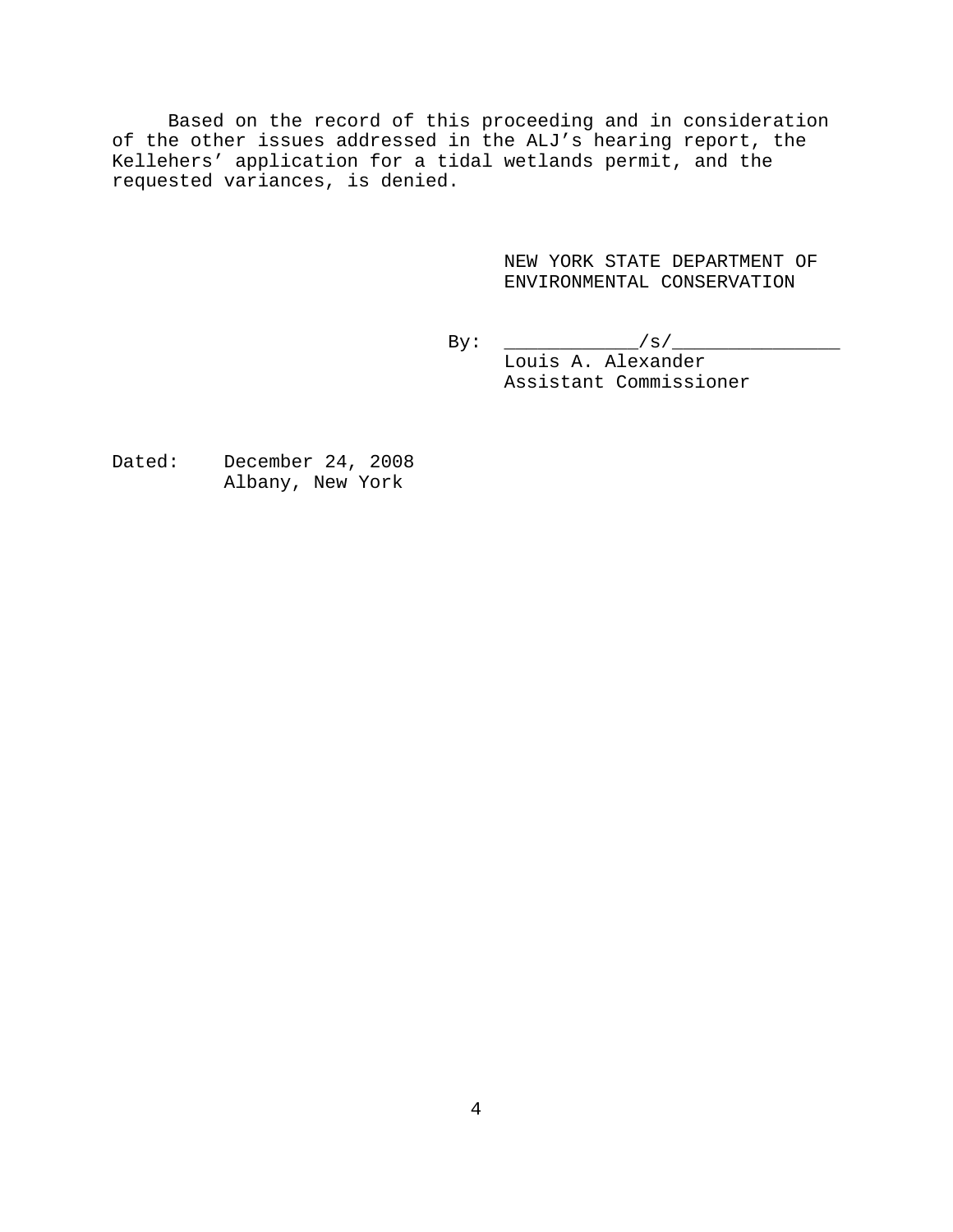Based on the record of this proceeding and in consideration of the other issues addressed in the ALJ’s hearing report, the Kellehers’ application for a tidal wetlands permit, and the requested variances, is denied.

NEW YORK STATE DEPARTMENT OF ENVIRONMENTAL CONSERVATION

By: ____________/s/_______________
Louis A. Alexander
Assistant Commissioner

Dated: December 24, 2008
Albany, New York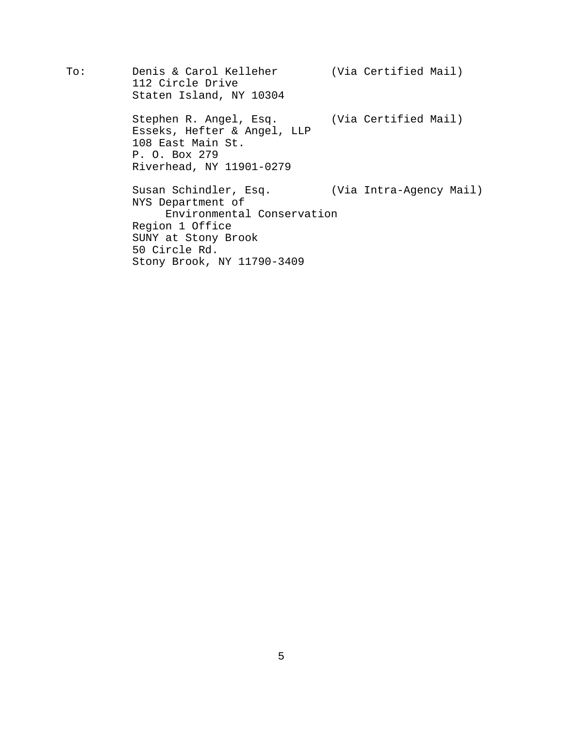To: Denis & Carol Kelleher (Via Certified Mail)
112 Circle Drive
Staten Island, NY 10304

Stephen R. Angel, Esq. (Via Certified Mail)
Esseks, Hefter & Angel, LLP
108 East Main St.
P. O. Box 279
Riverhead, NY 11901-0279

Susan Schindler, Esq. (Via Intra-Agency Mail)
NYS Department of
Environmental Conservation
Region 1 Office
SUNY at Stony Brook
50 Circle Rd.
Stony Brook, NY 11790-3409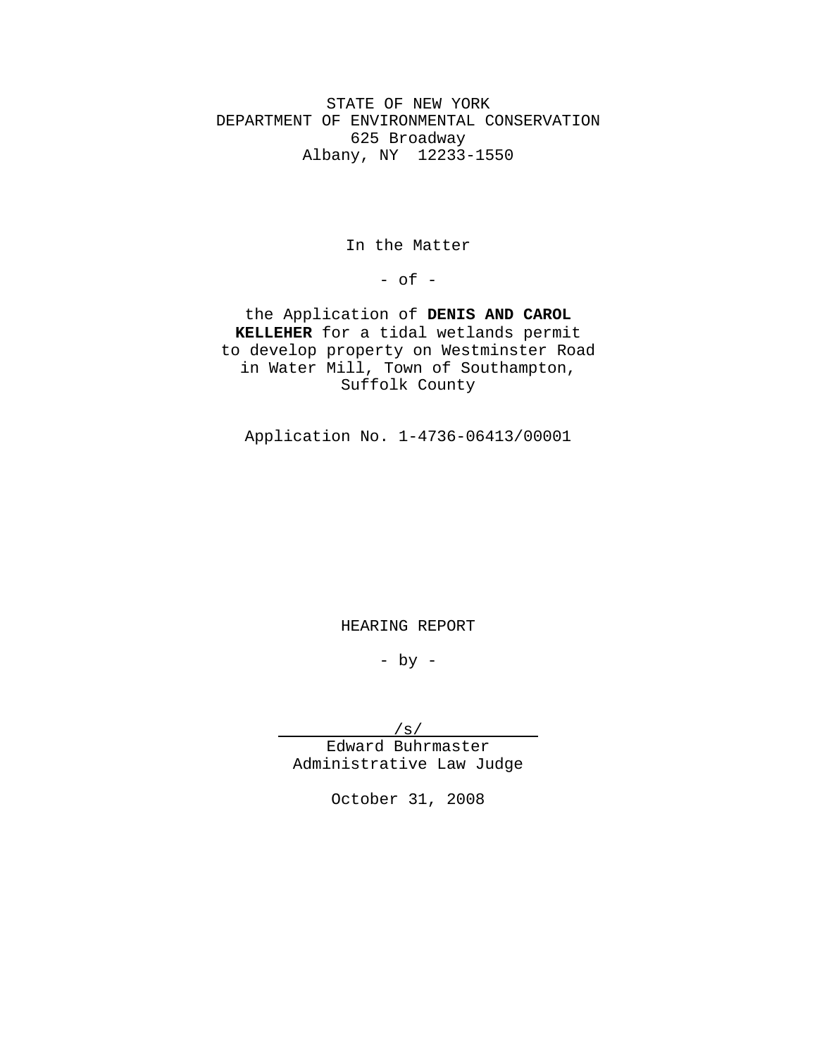STATE OF NEW YORK
DEPARTMENT OF ENVIRONMENTAL CONSERVATION
625 Broadway
Albany, NY 12233-1550

In the Matter

- of -

the Application of **DENIS AND CAROL KELLEHER** for a tidal wetlands permit to develop property on Westminster Road in Water Mill, Town of Southampton, Suffolk County

Application No. 1-4736-06413/00001

HEARING REPORT

- by -

/s/
Edward Buhrmaster
Administrative Law Judge

October 31, 2008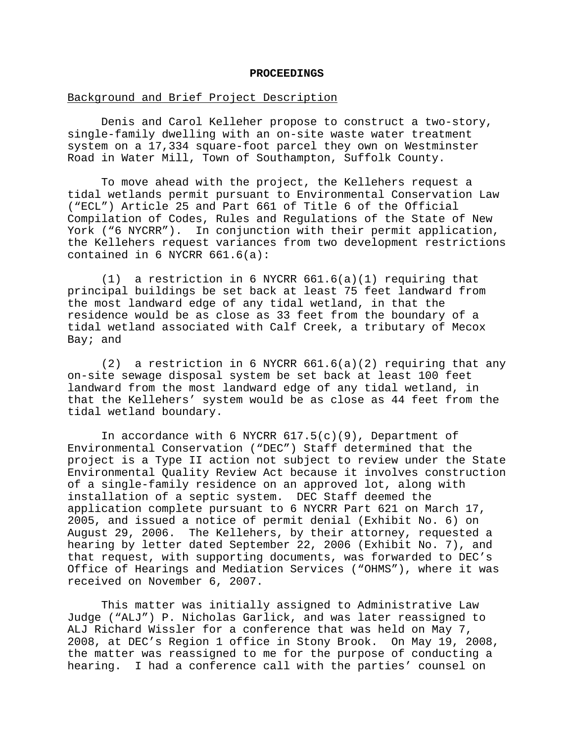## PROCEEDINGS

Background and Brief Project Description

Denis and Carol Kelleher propose to construct a two-story, single-family dwelling with an on-site waste water treatment system on a 17,334 square-foot parcel they own on Westminster Road in Water Mill, Town of Southampton, Suffolk County.

To move ahead with the project, the Kellehers request a tidal wetlands permit pursuant to Environmental Conservation Law ("ECL") Article 25 and Part 661 of Title 6 of the Official Compilation of Codes, Rules and Regulations of the State of New York ("6 NYCRR"). In conjunction with their permit application, the Kellehers request variances from two development restrictions contained in 6 NYCRR 661.6(a):

(1) a restriction in 6 NYCRR 661.6(a)(1) requiring that principal buildings be set back at least 75 feet landward from the most landward edge of any tidal wetland, in that the residence would be as close as 33 feet from the boundary of a tidal wetland associated with Calf Creek, a tributary of Mecox Bay; and

(2) a restriction in 6 NYCRR 661.6(a)(2) requiring that any on-site sewage disposal system be set back at least 100 feet landward from the most landward edge of any tidal wetland, in that the Kellehers' system would be as close as 44 feet from the tidal wetland boundary.

In accordance with 6 NYCRR 617.5(c)(9), Department of Environmental Conservation ("DEC") Staff determined that the project is a Type II action not subject to review under the State Environmental Quality Review Act because it involves construction of a single-family residence on an approved lot, along with installation of a septic system. DEC Staff deemed the application complete pursuant to 6 NYCRR Part 621 on March 17, 2005, and issued a notice of permit denial (Exhibit No. 6) on August 29, 2006. The Kellehers, by their attorney, requested a hearing by letter dated September 22, 2006 (Exhibit No. 7), and that request, with supporting documents, was forwarded to DEC's Office of Hearings and Mediation Services ("OHMS"), where it was received on November 6, 2007.

This matter was initially assigned to Administrative Law Judge ("ALJ") P. Nicholas Garlick, and was later reassigned to ALJ Richard Wissler for a conference that was held on May 7, 2008, at DEC's Region 1 office in Stony Brook. On May 19, 2008, the matter was reassigned to me for the purpose of conducting a hearing. I had a conference call with the parties' counsel on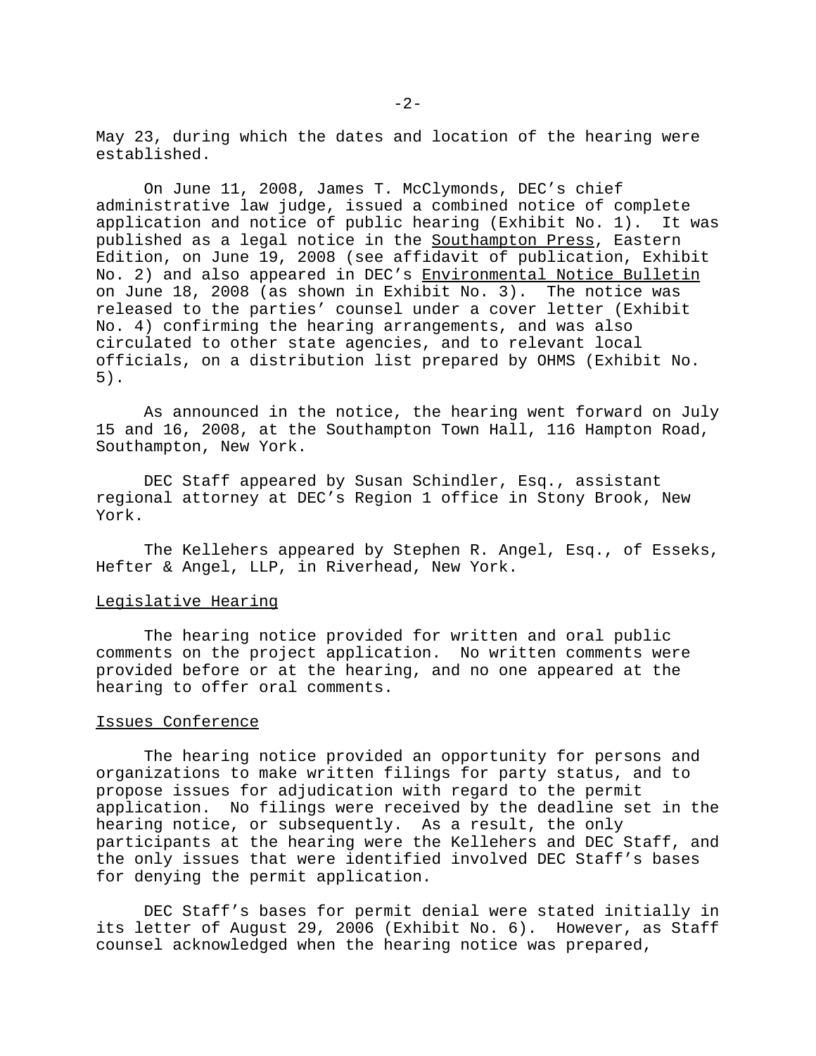May 23, during which the dates and location of the hearing were established.

On June 11, 2008, James T. McClymonds, DEC's chief administrative law judge, issued a combined notice of complete application and notice of public hearing (Exhibit No. 1). It was published as a legal notice in the Southampton Press, Eastern Edition, on June 19, 2008 (see affidavit of publication, Exhibit No. 2) and also appeared in DEC's Environmental Notice Bulletin on June 18, 2008 (as shown in Exhibit No. 3). The notice was released to the parties' counsel under a cover letter (Exhibit No. 4) confirming the hearing arrangements, and was also circulated to other state agencies, and to relevant local officials, on a distribution list prepared by OHMS (Exhibit No. 5).

As announced in the notice, the hearing went forward on July 15 and 16, 2008, at the Southampton Town Hall, 116 Hampton Road, Southampton, New York.

DEC Staff appeared by Susan Schindler, Esq., assistant regional attorney at DEC's Region 1 office in Stony Brook, New York.

The Kellehers appeared by Stephen R. Angel, Esq., of Esseks, Hefter & Angel, LLP, in Riverhead, New York.

## Legislative Hearing

The hearing notice provided for written and oral public comments on the project application. No written comments were provided before or at the hearing, and no one appeared at the hearing to offer oral comments.

## Issues Conference

The hearing notice provided an opportunity for persons and organizations to make written filings for party status, and to propose issues for adjudication with regard to the permit application. No filings were received by the deadline set in the hearing notice, or subsequently. As a result, the only participants at the hearing were the Kellehers and DEC Staff, and the only issues that were identified involved DEC Staff's bases for denying the permit application.

DEC Staff's bases for permit denial were stated initially in its letter of August 29, 2006 (Exhibit No. 6). However, as Staff counsel acknowledged when the hearing notice was prepared,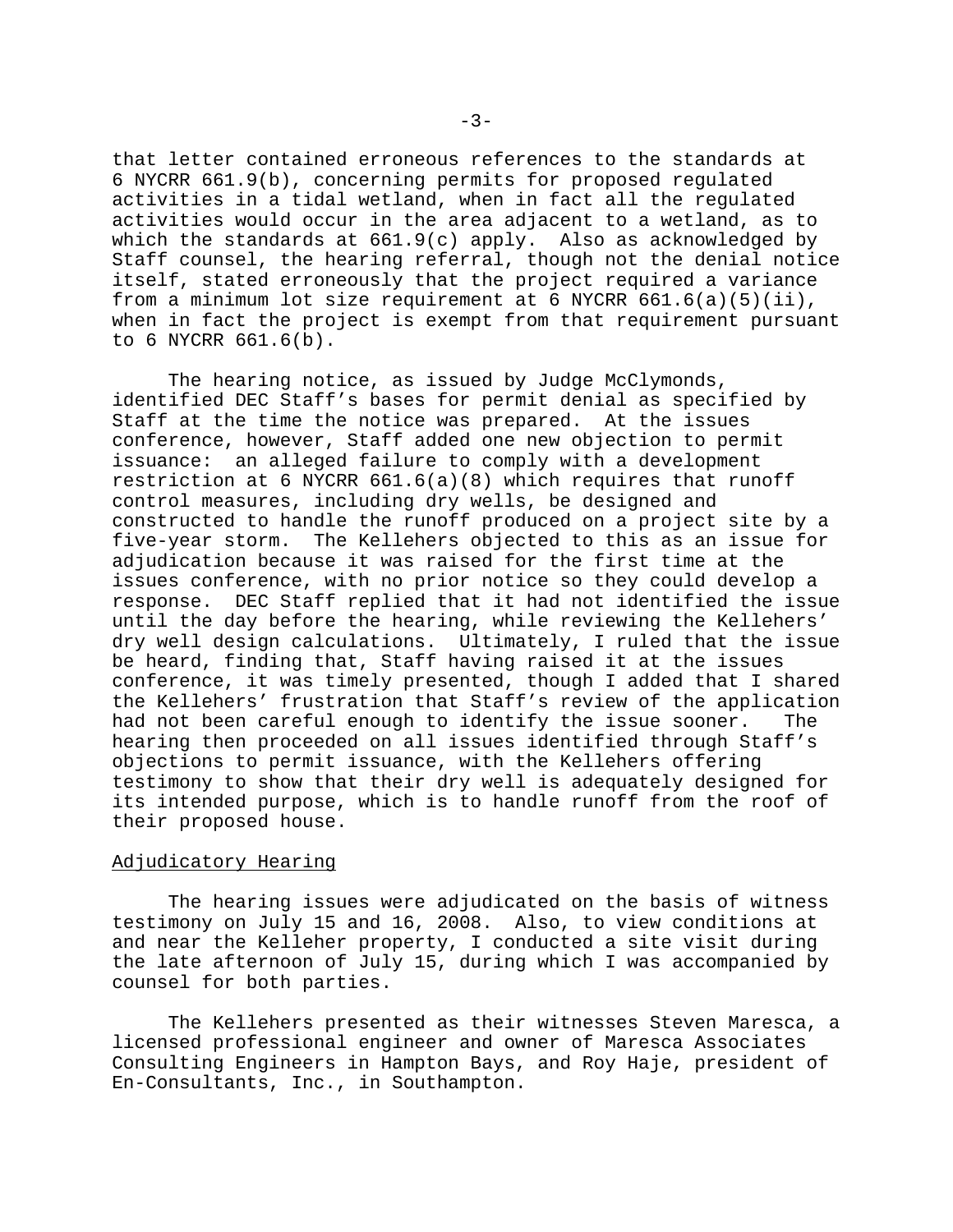that letter contained erroneous references to the standards at 6 NYCRR 661.9(b), concerning permits for proposed regulated activities in a tidal wetland, when in fact all the regulated activities would occur in the area adjacent to a wetland, as to which the standards at 661.9(c) apply. Also as acknowledged by Staff counsel, the hearing referral, though not the denial notice itself, stated erroneously that the project required a variance from a minimum lot size requirement at 6 NYCRR 661.6(a)(5)(ii), when in fact the project is exempt from that requirement pursuant to 6 NYCRR 661.6(b).

The hearing notice, as issued by Judge McClymonds, identified DEC Staff's bases for permit denial as specified by Staff at the time the notice was prepared. At the issues conference, however, Staff added one new objection to permit issuance: an alleged failure to comply with a development restriction at 6 NYCRR 661.6(a)(8) which requires that runoff control measures, including dry wells, be designed and constructed to handle the runoff produced on a project site by a five-year storm. The Kellehers objected to this as an issue for adjudication because it was raised for the first time at the issues conference, with no prior notice so they could develop a response. DEC Staff replied that it had not identified the issue until the day before the hearing, while reviewing the Kellehers' dry well design calculations. Ultimately, I ruled that the issue be heard, finding that, Staff having raised it at the issues conference, it was timely presented, though I added that I shared the Kellehers' frustration that Staff's review of the application had not been careful enough to identify the issue sooner. The hearing then proceeded on all issues identified through Staff's objections to permit issuance, with the Kellehers offering testimony to show that their dry well is adequately designed for its intended purpose, which is to handle runoff from the roof of their proposed house.

## Adjudicatory Hearing

The hearing issues were adjudicated on the basis of witness testimony on July 15 and 16, 2008. Also, to view conditions at and near the Kelleher property, I conducted a site visit during the late afternoon of July 15, during which I was accompanied by counsel for both parties.

The Kellehers presented as their witnesses Steven Maresca, a licensed professional engineer and owner of Maresca Associates Consulting Engineers in Hampton Bays, and Roy Haje, president of En-Consultants, Inc., in Southampton.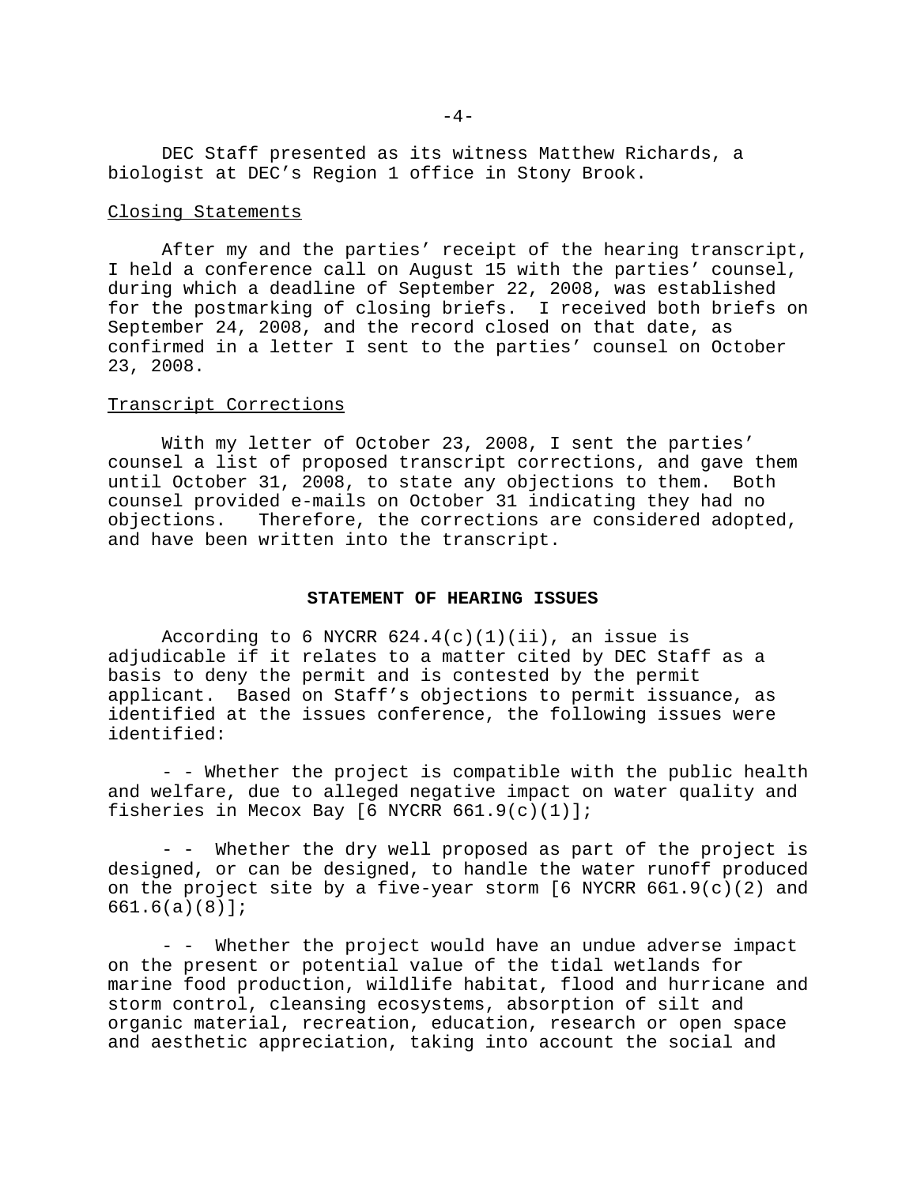DEC Staff presented as its witness Matthew Richards, a biologist at DEC's Region 1 office in Stony Brook.

Closing Statements

After my and the parties' receipt of the hearing transcript, I held a conference call on August 15 with the parties' counsel, during which a deadline of September 22, 2008, was established for the postmarking of closing briefs. I received both briefs on September 24, 2008, and the record closed on that date, as confirmed in a letter I sent to the parties' counsel on October 23, 2008.

Transcript Corrections

With my letter of October 23, 2008, I sent the parties' counsel a list of proposed transcript corrections, and gave them until October 31, 2008, to state any objections to them. Both counsel provided e-mails on October 31 indicating they had no objections. Therefore, the corrections are considered adopted, and have been written into the transcript.

## STATEMENT OF HEARING ISSUES

According to 6 NYCRR 624.4(c)(1)(ii), an issue is adjudicable if it relates to a matter cited by DEC Staff as a basis to deny the permit and is contested by the permit applicant. Based on Staff's objections to permit issuance, as identified at the issues conference, the following issues were identified:

- - Whether the project is compatible with the public health and welfare, due to alleged negative impact on water quality and fisheries in Mecox Bay [6 NYCRR 661.9(c)(1)];

- - Whether the dry well proposed as part of the project is designed, or can be designed, to handle the water runoff produced on the project site by a five-year storm [6 NYCRR 661.9(c)(2) and 661.6(a)(8)];

- - Whether the project would have an undue adverse impact on the present or potential value of the tidal wetlands for marine food production, wildlife habitat, flood and hurricane and storm control, cleansing ecosystems, absorption of silt and organic material, recreation, education, research or open space and aesthetic appreciation, taking into account the social and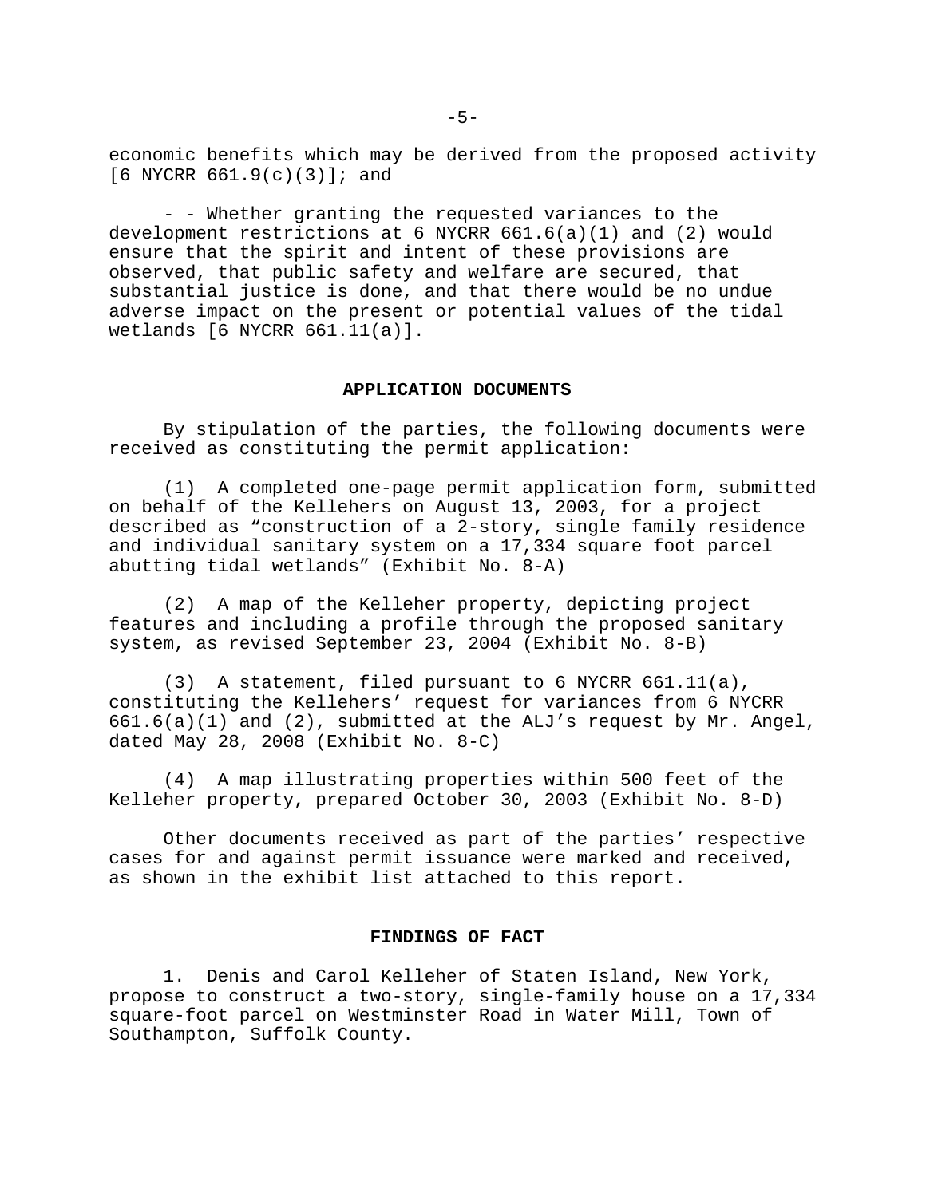economic benefits which may be derived from the proposed activity [6 NYCRR 661.9(c)(3)]; and

- - Whether granting the requested variances to the development restrictions at 6 NYCRR 661.6(a)(1) and (2) would ensure that the spirit and intent of these provisions are observed, that public safety and welfare are secured, that substantial justice is done, and that there would be no undue adverse impact on the present or potential values of the tidal wetlands [6 NYCRR 661.11(a)].

## APPLICATION DOCUMENTS

By stipulation of the parties, the following documents were received as constituting the permit application:

(1) A completed one-page permit application form, submitted on behalf of the Kellehers on August 13, 2003, for a project described as "construction of a 2-story, single family residence and individual sanitary system on a 17,334 square foot parcel abutting tidal wetlands" (Exhibit No. 8-A)

(2) A map of the Kelleher property, depicting project features and including a profile through the proposed sanitary system, as revised September 23, 2004 (Exhibit No. 8-B)

(3) A statement, filed pursuant to 6 NYCRR 661.11(a), constituting the Kellehers' request for variances from 6 NYCRR 661.6(a)(1) and (2), submitted at the ALJ's request by Mr. Angel, dated May 28, 2008 (Exhibit No. 8-C)

(4) A map illustrating properties within 500 feet of the Kelleher property, prepared October 30, 2003 (Exhibit No. 8-D)

Other documents received as part of the parties' respective cases for and against permit issuance were marked and received, as shown in the exhibit list attached to this report.

## FINDINGS OF FACT

1. Denis and Carol Kelleher of Staten Island, New York, propose to construct a two-story, single-family house on a 17,334 square-foot parcel on Westminster Road in Water Mill, Town of Southampton, Suffolk County.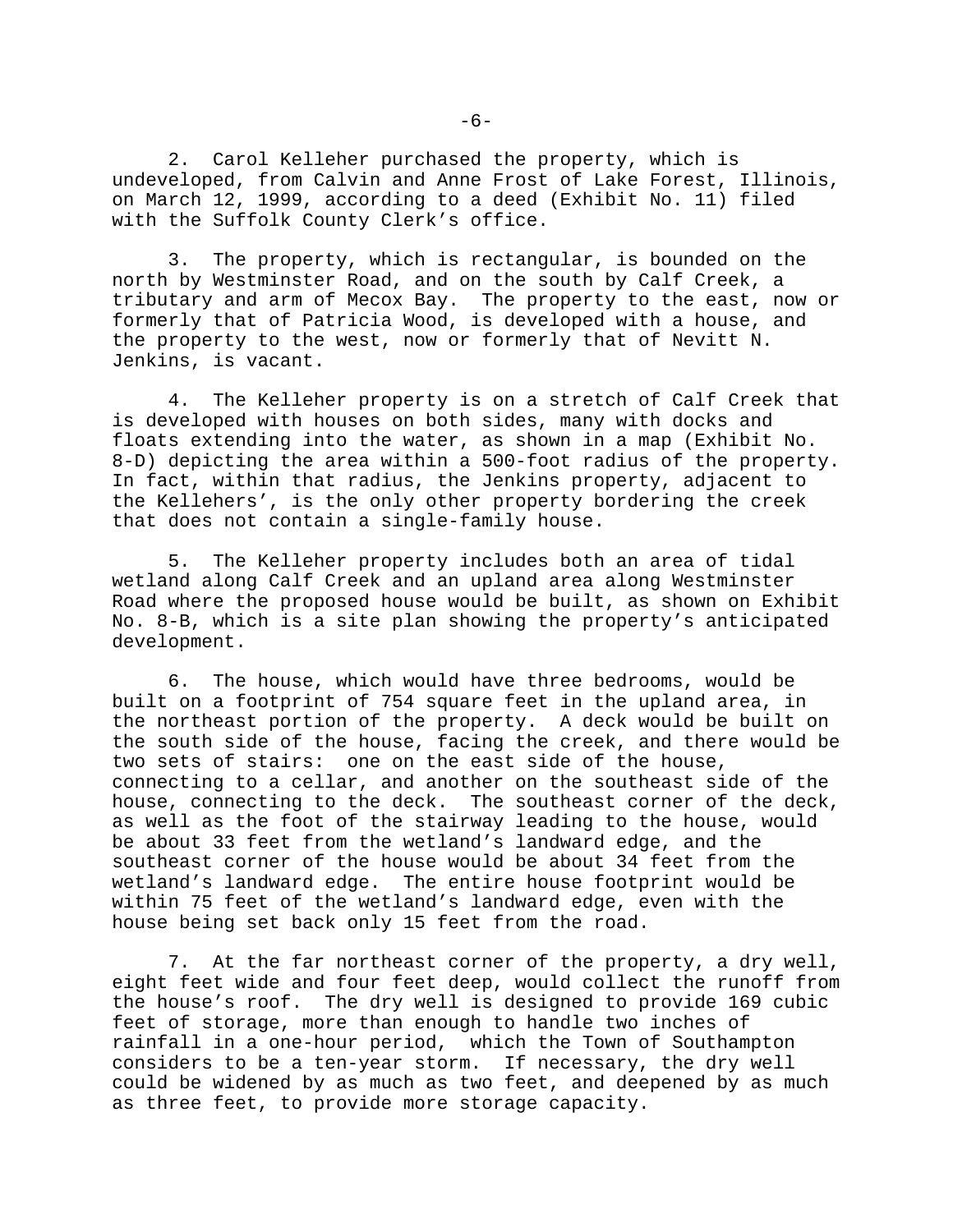2. Carol Kelleher purchased the property, which is undeveloped, from Calvin and Anne Frost of Lake Forest, Illinois, on March 12, 1999, according to a deed (Exhibit No. 11) filed with the Suffolk County Clerk's office.

3. The property, which is rectangular, is bounded on the north by Westminster Road, and on the south by Calf Creek, a tributary and arm of Mecox Bay. The property to the east, now or formerly that of Patricia Wood, is developed with a house, and the property to the west, now or formerly that of Nevitt N. Jenkins, is vacant.

4. The Kelleher property is on a stretch of Calf Creek that is developed with houses on both sides, many with docks and floats extending into the water, as shown in a map (Exhibit No. 8-D) depicting the area within a 500-foot radius of the property. In fact, within that radius, the Jenkins property, adjacent to the Kellehers', is the only other property bordering the creek that does not contain a single-family house.

5. The Kelleher property includes both an area of tidal wetland along Calf Creek and an upland area along Westminster Road where the proposed house would be built, as shown on Exhibit No. 8-B, which is a site plan showing the property's anticipated development.

6. The house, which would have three bedrooms, would be built on a footprint of 754 square feet in the upland area, in the northeast portion of the property. A deck would be built on the south side of the house, facing the creek, and there would be two sets of stairs: one on the east side of the house, connecting to a cellar, and another on the southeast side of the house, connecting to the deck. The southeast corner of the deck, as well as the foot of the stairway leading to the house, would be about 33 feet from the wetland's landward edge, and the southeast corner of the house would be about 34 feet from the wetland's landward edge. The entire house footprint would be within 75 feet of the wetland's landward edge, even with the house being set back only 15 feet from the road.

7. At the far northeast corner of the property, a dry well, eight feet wide and four feet deep, would collect the runoff from the house's roof. The dry well is designed to provide 169 cubic feet of storage, more than enough to handle two inches of rainfall in a one-hour period, which the Town of Southampton considers to be a ten-year storm. If necessary, the dry well could be widened by as much as two feet, and deepened by as much as three feet, to provide more storage capacity.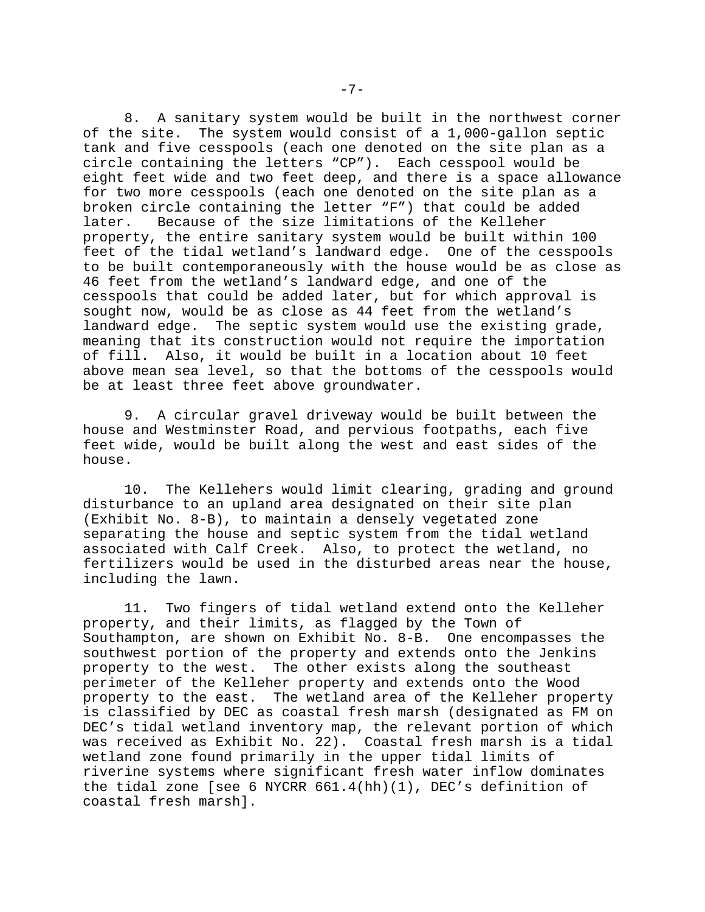8. A sanitary system would be built in the northwest corner of the site. The system would consist of a 1,000-gallon septic tank and five cesspools (each one denoted on the site plan as a circle containing the letters "CP"). Each cesspool would be eight feet wide and two feet deep, and there is a space allowance for two more cesspools (each one denoted on the site plan as a broken circle containing the letter "F") that could be added later. Because of the size limitations of the Kelleher property, the entire sanitary system would be built within 100 feet of the tidal wetland's landward edge. One of the cesspools to be built contemporaneously with the house would be as close as 46 feet from the wetland's landward edge, and one of the cesspools that could be added later, but for which approval is sought now, would be as close as 44 feet from the wetland's landward edge. The septic system would use the existing grade, meaning that its construction would not require the importation of fill. Also, it would be built in a location about 10 feet above mean sea level, so that the bottoms of the cesspools would be at least three feet above groundwater.

9. A circular gravel driveway would be built between the house and Westminster Road, and pervious footpaths, each five feet wide, would be built along the west and east sides of the house.

10. The Kellehers would limit clearing, grading and ground disturbance to an upland area designated on their site plan (Exhibit No. 8-B), to maintain a densely vegetated zone separating the house and septic system from the tidal wetland associated with Calf Creek. Also, to protect the wetland, no fertilizers would be used in the disturbed areas near the house, including the lawn.

11. Two fingers of tidal wetland extend onto the Kelleher property, and their limits, as flagged by the Town of Southampton, are shown on Exhibit No. 8-B. One encompasses the southwest portion of the property and extends onto the Jenkins property to the west. The other exists along the southeast perimeter of the Kelleher property and extends onto the Wood property to the east. The wetland area of the Kelleher property is classified by DEC as coastal fresh marsh (designated as FM on DEC's tidal wetland inventory map, the relevant portion of which was received as Exhibit No. 22). Coastal fresh marsh is a tidal wetland zone found primarily in the upper tidal limits of riverine systems where significant fresh water inflow dominates the tidal zone [see 6 NYCRR 661.4(hh)(1), DEC's definition of coastal fresh marsh].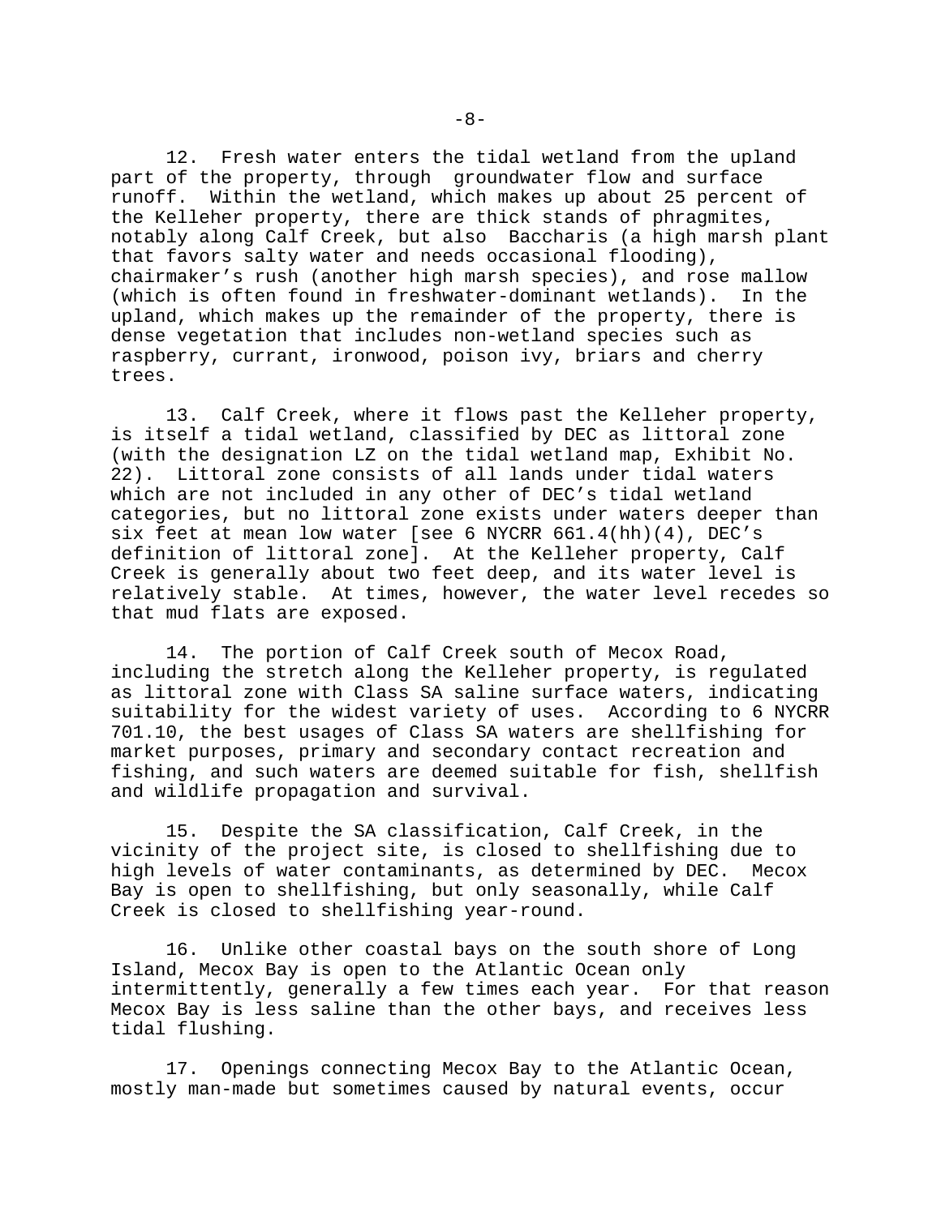12. Fresh water enters the tidal wetland from the upland part of the property, through groundwater flow and surface runoff. Within the wetland, which makes up about 25 percent of the Kelleher property, there are thick stands of phragmites, notably along Calf Creek, but also Baccharis (a high marsh plant that favors salty water and needs occasional flooding), chairmaker's rush (another high marsh species), and rose mallow (which is often found in freshwater-dominant wetlands). In the upland, which makes up the remainder of the property, there is dense vegetation that includes non-wetland species such as raspberry, currant, ironwood, poison ivy, briars and cherry trees.

13. Calf Creek, where it flows past the Kelleher property, is itself a tidal wetland, classified by DEC as littoral zone (with the designation LZ on the tidal wetland map, Exhibit No. 22). Littoral zone consists of all lands under tidal waters which are not included in any other of DEC's tidal wetland categories, but no littoral zone exists under waters deeper than six feet at mean low water [see 6 NYCRR 661.4(hh)(4), DEC's definition of littoral zone]. At the Kelleher property, Calf Creek is generally about two feet deep, and its water level is relatively stable. At times, however, the water level recedes so that mud flats are exposed.

14. The portion of Calf Creek south of Mecox Road, including the stretch along the Kelleher property, is regulated as littoral zone with Class SA saline surface waters, indicating suitability for the widest variety of uses. According to 6 NYCRR 701.10, the best usages of Class SA waters are shellfishing for market purposes, primary and secondary contact recreation and fishing, and such waters are deemed suitable for fish, shellfish and wildlife propagation and survival.

15. Despite the SA classification, Calf Creek, in the vicinity of the project site, is closed to shellfishing due to high levels of water contaminants, as determined by DEC. Mecox Bay is open to shellfishing, but only seasonally, while Calf Creek is closed to shellfishing year-round.

16. Unlike other coastal bays on the south shore of Long Island, Mecox Bay is open to the Atlantic Ocean only intermittently, generally a few times each year. For that reason Mecox Bay is less saline than the other bays, and receives less tidal flushing.

17. Openings connecting Mecox Bay to the Atlantic Ocean, mostly man-made but sometimes caused by natural events, occur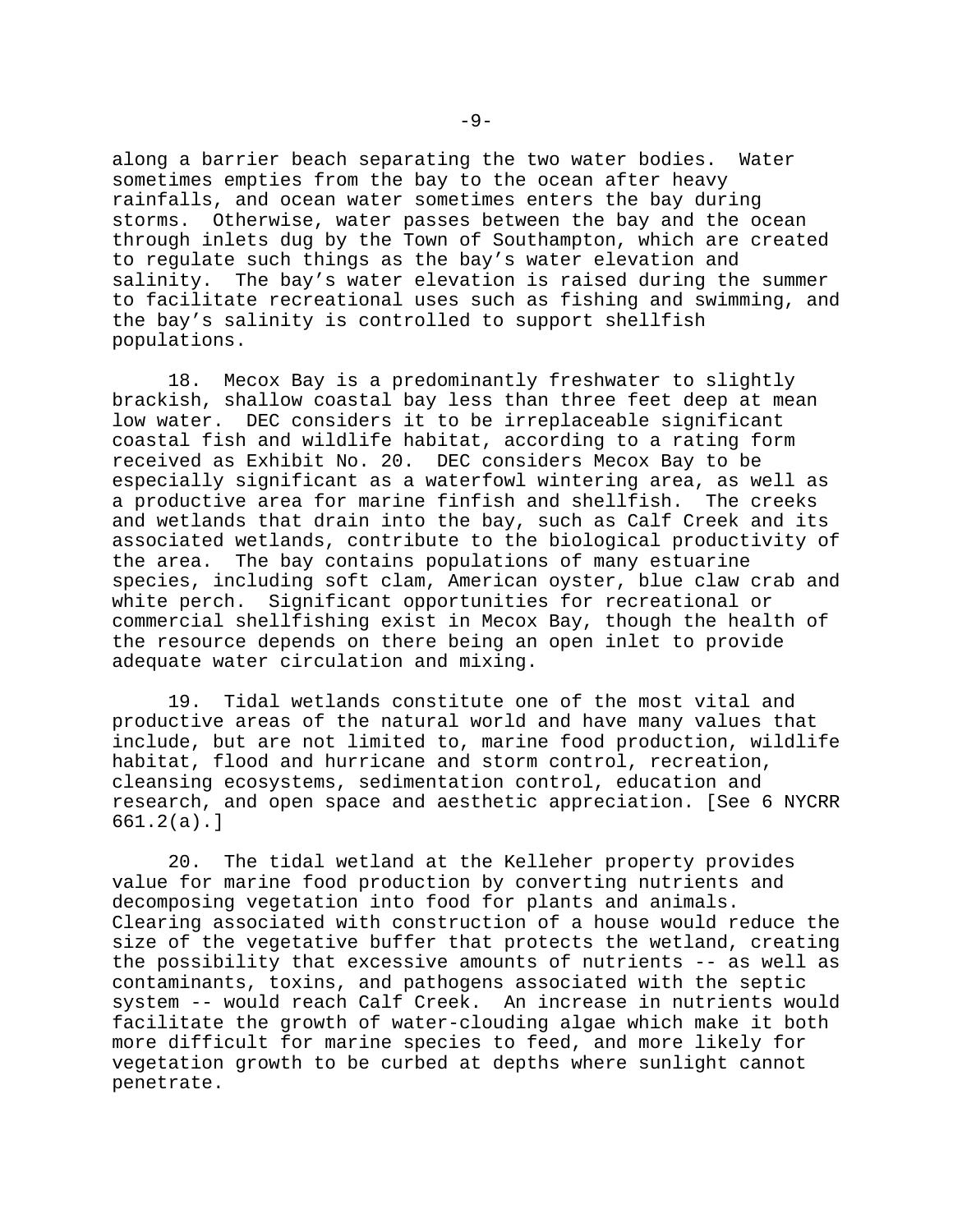along a barrier beach separating the two water bodies. Water sometimes empties from the bay to the ocean after heavy rainfalls, and ocean water sometimes enters the bay during storms. Otherwise, water passes between the bay and the ocean through inlets dug by the Town of Southampton, which are created to regulate such things as the bay's water elevation and salinity. The bay's water elevation is raised during the summer to facilitate recreational uses such as fishing and swimming, and the bay's salinity is controlled to support shellfish populations.

18. Mecox Bay is a predominantly freshwater to slightly brackish, shallow coastal bay less than three feet deep at mean low water. DEC considers it to be irreplaceable significant coastal fish and wildlife habitat, according to a rating form received as Exhibit No. 20. DEC considers Mecox Bay to be especially significant as a waterfowl wintering area, as well as a productive area for marine finfish and shellfish. The creeks and wetlands that drain into the bay, such as Calf Creek and its associated wetlands, contribute to the biological productivity of the area. The bay contains populations of many estuarine species, including soft clam, American oyster, blue claw crab and white perch. Significant opportunities for recreational or commercial shellfishing exist in Mecox Bay, though the health of the resource depends on there being an open inlet to provide adequate water circulation and mixing.

19. Tidal wetlands constitute one of the most vital and productive areas of the natural world and have many values that include, but are not limited to, marine food production, wildlife habitat, flood and hurricane and storm control, recreation, cleansing ecosystems, sedimentation control, education and research, and open space and aesthetic appreciation. [See 6 NYCRR 661.2(a).]

20. The tidal wetland at the Kelleher property provides value for marine food production by converting nutrients and decomposing vegetation into food for plants and animals. Clearing associated with construction of a house would reduce the size of the vegetative buffer that protects the wetland, creating the possibility that excessive amounts of nutrients -- as well as contaminants, toxins, and pathogens associated with the septic system -- would reach Calf Creek. An increase in nutrients would facilitate the growth of water-clouding algae which make it both more difficult for marine species to feed, and more likely for vegetation growth to be curbed at depths where sunlight cannot penetrate.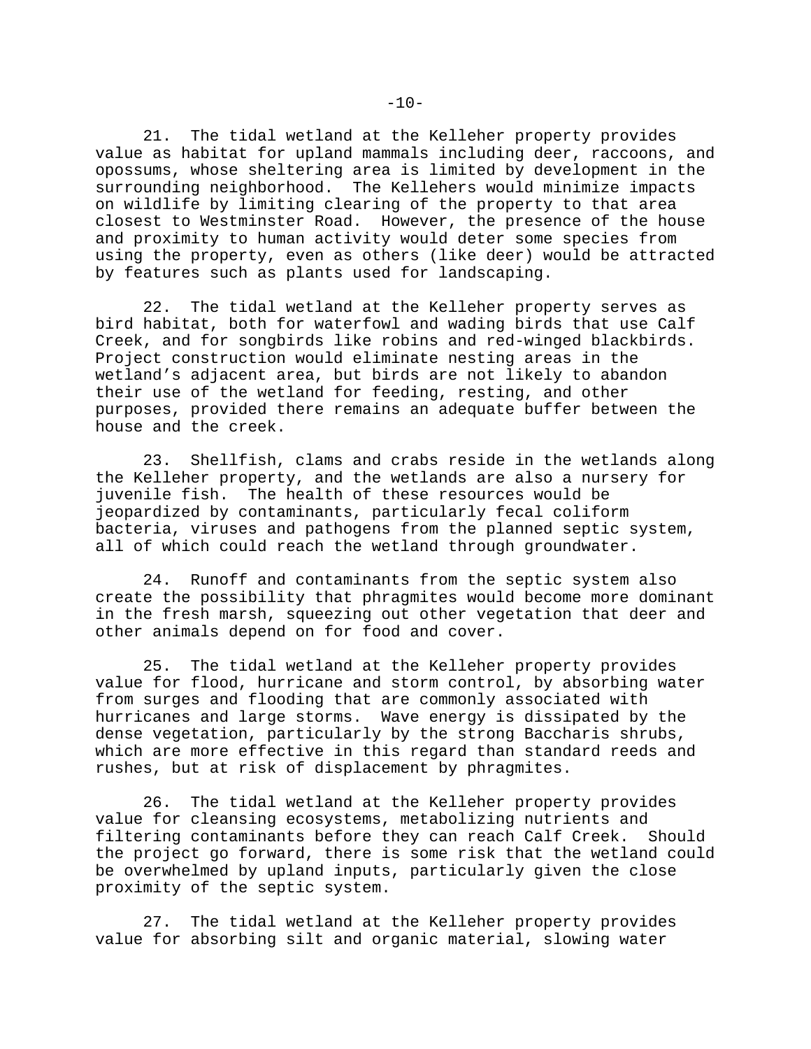21. The tidal wetland at the Kelleher property provides value as habitat for upland mammals including deer, raccoons, and opossums, whose sheltering area is limited by development in the surrounding neighborhood. The Kellehers would minimize impacts on wildlife by limiting clearing of the property to that area closest to Westminster Road. However, the presence of the house and proximity to human activity would deter some species from using the property, even as others (like deer) would be attracted by features such as plants used for landscaping.

22. The tidal wetland at the Kelleher property serves as bird habitat, both for waterfowl and wading birds that use Calf Creek, and for songbirds like robins and red-winged blackbirds. Project construction would eliminate nesting areas in the wetland's adjacent area, but birds are not likely to abandon their use of the wetland for feeding, resting, and other purposes, provided there remains an adequate buffer between the house and the creek.

23. Shellfish, clams and crabs reside in the wetlands along the Kelleher property, and the wetlands are also a nursery for juvenile fish. The health of these resources would be jeopardized by contaminants, particularly fecal coliform bacteria, viruses and pathogens from the planned septic system, all of which could reach the wetland through groundwater.

24. Runoff and contaminants from the septic system also create the possibility that phragmites would become more dominant in the fresh marsh, squeezing out other vegetation that deer and other animals depend on for food and cover.

25. The tidal wetland at the Kelleher property provides value for flood, hurricane and storm control, by absorbing water from surges and flooding that are commonly associated with hurricanes and large storms. Wave energy is dissipated by the dense vegetation, particularly by the strong Baccharis shrubs, which are more effective in this regard than standard reeds and rushes, but at risk of displacement by phragmites.

26. The tidal wetland at the Kelleher property provides value for cleansing ecosystems, metabolizing nutrients and filtering contaminants before they can reach Calf Creek. Should the project go forward, there is some risk that the wetland could be overwhelmed by upland inputs, particularly given the close proximity of the septic system.

27. The tidal wetland at the Kelleher property provides value for absorbing silt and organic material, slowing water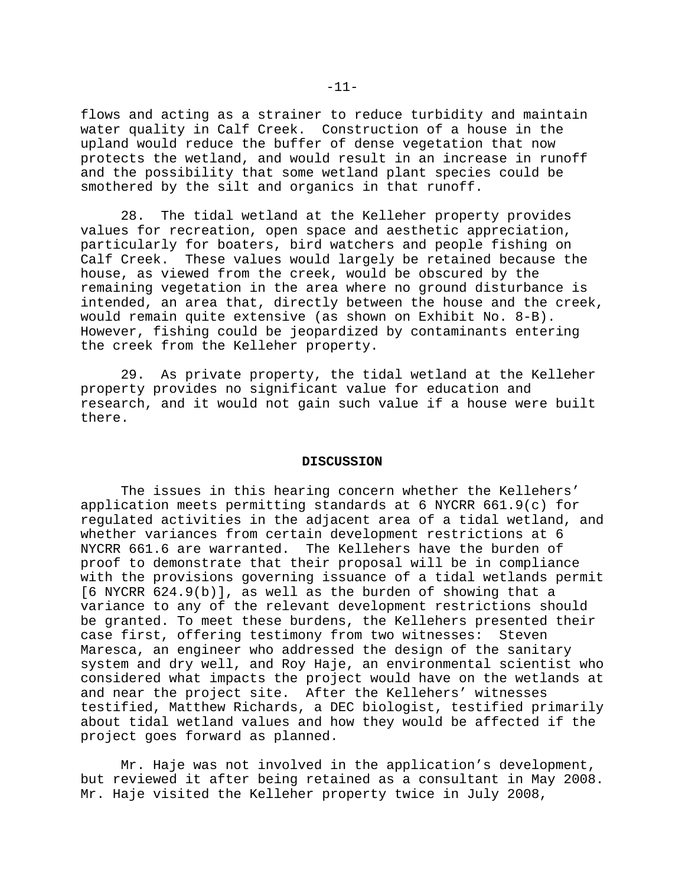flows and acting as a strainer to reduce turbidity and maintain water quality in Calf Creek. Construction of a house in the upland would reduce the buffer of dense vegetation that now protects the wetland, and would result in an increase in runoff and the possibility that some wetland plant species could be smothered by the silt and organics in that runoff.

28. The tidal wetland at the Kelleher property provides values for recreation, open space and aesthetic appreciation, particularly for boaters, bird watchers and people fishing on Calf Creek. These values would largely be retained because the house, as viewed from the creek, would be obscured by the remaining vegetation in the area where no ground disturbance is intended, an area that, directly between the house and the creek, would remain quite extensive (as shown on Exhibit No. 8-B). However, fishing could be jeopardized by contaminants entering the creek from the Kelleher property.

29. As private property, the tidal wetland at the Kelleher property provides no significant value for education and research, and it would not gain such value if a house were built there.

## DISCUSSION

The issues in this hearing concern whether the Kellehers' application meets permitting standards at 6 NYCRR 661.9(c) for regulated activities in the adjacent area of a tidal wetland, and whether variances from certain development restrictions at 6 NYCRR 661.6 are warranted. The Kellehers have the burden of proof to demonstrate that their proposal will be in compliance with the provisions governing issuance of a tidal wetlands permit [6 NYCRR 624.9(b)], as well as the burden of showing that a variance to any of the relevant development restrictions should be granted. To meet these burdens, the Kellehers presented their case first, offering testimony from two witnesses: Steven Maresca, an engineer who addressed the design of the sanitary system and dry well, and Roy Haje, an environmental scientist who considered what impacts the project would have on the wetlands at and near the project site. After the Kellehers' witnesses testified, Matthew Richards, a DEC biologist, testified primarily about tidal wetland values and how they would be affected if the project goes forward as planned.

Mr. Haje was not involved in the application's development, but reviewed it after being retained as a consultant in May 2008. Mr. Haje visited the Kelleher property twice in July 2008,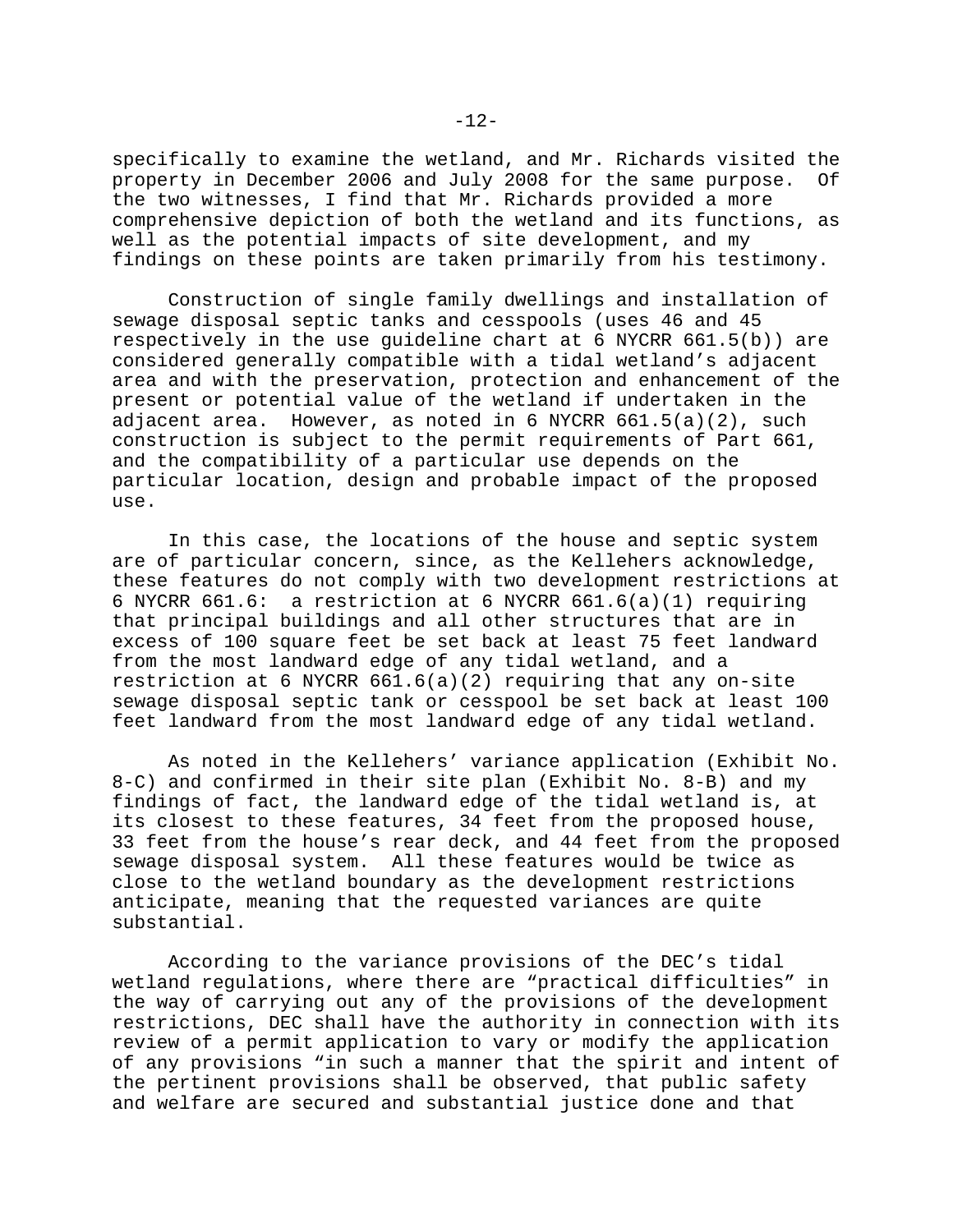specifically to examine the wetland, and Mr. Richards visited the property in December 2006 and July 2008 for the same purpose. Of the two witnesses, I find that Mr. Richards provided a more comprehensive depiction of both the wetland and its functions, as well as the potential impacts of site development, and my findings on these points are taken primarily from his testimony.

Construction of single family dwellings and installation of sewage disposal septic tanks and cesspools (uses 46 and 45 respectively in the use guideline chart at 6 NYCRR 661.5(b)) are considered generally compatible with a tidal wetland's adjacent area and with the preservation, protection and enhancement of the present or potential value of the wetland if undertaken in the adjacent area. However, as noted in 6 NYCRR 661.5(a)(2), such construction is subject to the permit requirements of Part 661, and the compatibility of a particular use depends on the particular location, design and probable impact of the proposed use.

In this case, the locations of the house and septic system are of particular concern, since, as the Kellehers acknowledge, these features do not comply with two development restrictions at 6 NYCRR 661.6: a restriction at 6 NYCRR 661.6(a)(1) requiring that principal buildings and all other structures that are in excess of 100 square feet be set back at least 75 feet landward from the most landward edge of any tidal wetland, and a restriction at 6 NYCRR 661.6(a)(2) requiring that any on-site sewage disposal septic tank or cesspool be set back at least 100 feet landward from the most landward edge of any tidal wetland.

As noted in the Kellehers' variance application (Exhibit No. 8-C) and confirmed in their site plan (Exhibit No. 8-B) and my findings of fact, the landward edge of the tidal wetland is, at its closest to these features, 34 feet from the proposed house, 33 feet from the house's rear deck, and 44 feet from the proposed sewage disposal system. All these features would be twice as close to the wetland boundary as the development restrictions anticipate, meaning that the requested variances are quite substantial.

According to the variance provisions of the DEC's tidal wetland regulations, where there are "practical difficulties" in the way of carrying out any of the provisions of the development restrictions, DEC shall have the authority in connection with its review of a permit application to vary or modify the application of any provisions "in such a manner that the spirit and intent of the pertinent provisions shall be observed, that public safety and welfare are secured and substantial justice done and that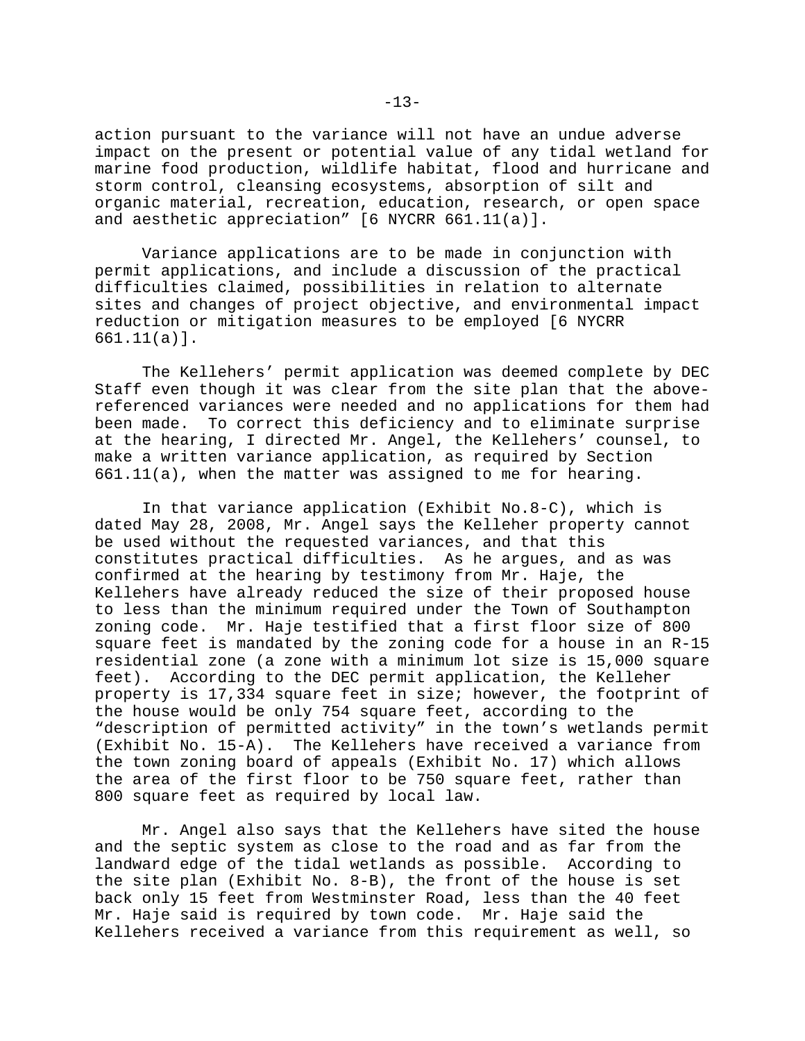action pursuant to the variance will not have an undue adverse impact on the present or potential value of any tidal wetland for marine food production, wildlife habitat, flood and hurricane and storm control, cleansing ecosystems, absorption of silt and organic material, recreation, education, research, or open space and aesthetic appreciation" [6 NYCRR 661.11(a)].

Variance applications are to be made in conjunction with permit applications, and include a discussion of the practical difficulties claimed, possibilities in relation to alternate sites and changes of project objective, and environmental impact reduction or mitigation measures to be employed [6 NYCRR 661.11(a)].

The Kellehers' permit application was deemed complete by DEC Staff even though it was clear from the site plan that the above-referenced variances were needed and no applications for them had been made. To correct this deficiency and to eliminate surprise at the hearing, I directed Mr. Angel, the Kellehers' counsel, to make a written variance application, as required by Section 661.11(a), when the matter was assigned to me for hearing.

In that variance application (Exhibit No.8-C), which is dated May 28, 2008, Mr. Angel says the Kelleher property cannot be used without the requested variances, and that this constitutes practical difficulties. As he argues, and as was confirmed at the hearing by testimony from Mr. Haje, the Kellehers have already reduced the size of their proposed house to less than the minimum required under the Town of Southampton zoning code. Mr. Haje testified that a first floor size of 800 square feet is mandated by the zoning code for a house in an R-15 residential zone (a zone with a minimum lot size is 15,000 square feet). According to the DEC permit application, the Kelleher property is 17,334 square feet in size; however, the footprint of the house would be only 754 square feet, according to the "description of permitted activity" in the town's wetlands permit (Exhibit No. 15-A). The Kellehers have received a variance from the town zoning board of appeals (Exhibit No. 17) which allows the area of the first floor to be 750 square feet, rather than 800 square feet as required by local law.

Mr. Angel also says that the Kellehers have sited the house and the septic system as close to the road and as far from the landward edge of the tidal wetlands as possible. According to the site plan (Exhibit No. 8-B), the front of the house is set back only 15 feet from Westminster Road, less than the 40 feet Mr. Haje said is required by town code. Mr. Haje said the Kellehers received a variance from this requirement as well, so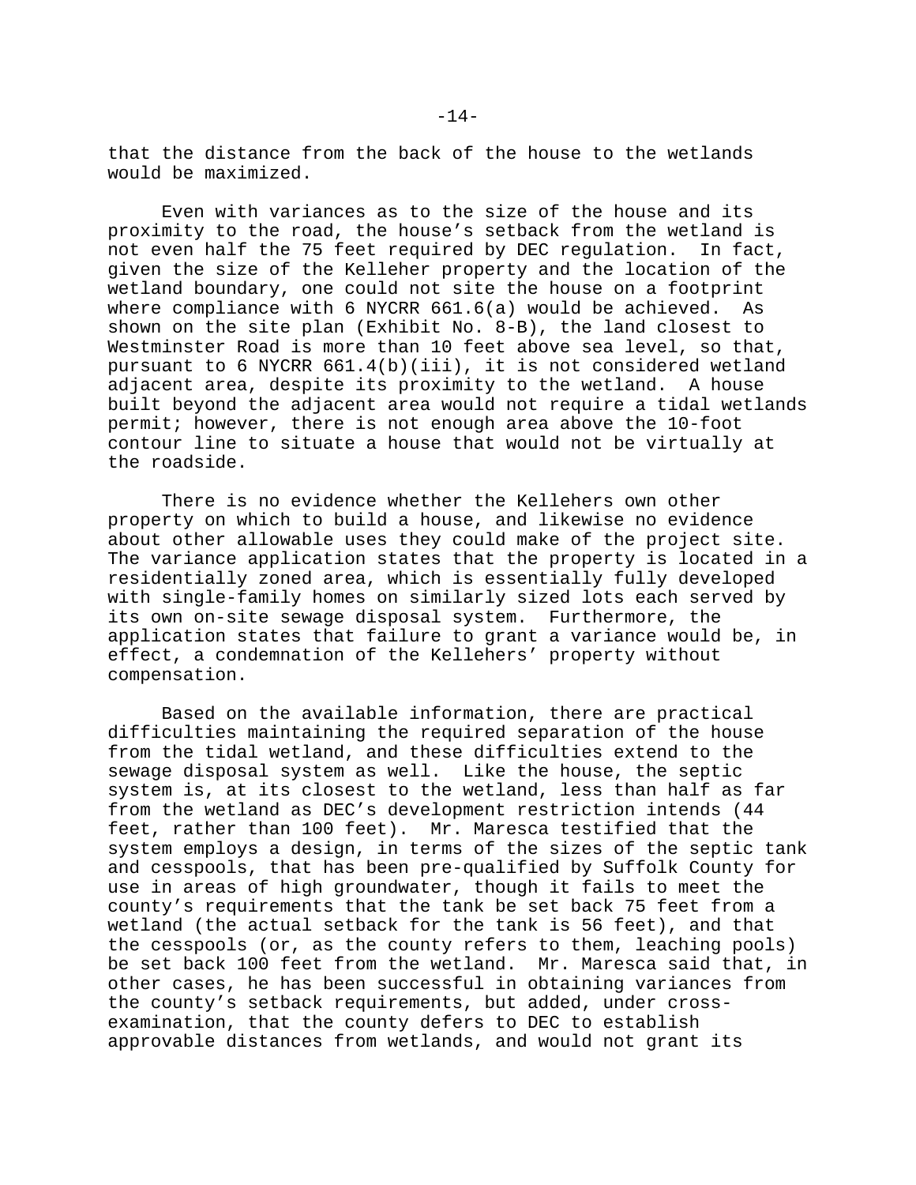that the distance from the back of the house to the wetlands would be maximized.

Even with variances as to the size of the house and its proximity to the road, the house's setback from the wetland is not even half the 75 feet required by DEC regulation. In fact, given the size of the Kelleher property and the location of the wetland boundary, one could not site the house on a footprint where compliance with 6 NYCRR 661.6(a) would be achieved. As shown on the site plan (Exhibit No. 8-B), the land closest to Westminster Road is more than 10 feet above sea level, so that, pursuant to 6 NYCRR 661.4(b)(iii), it is not considered wetland adjacent area, despite its proximity to the wetland. A house built beyond the adjacent area would not require a tidal wetlands permit; however, there is not enough area above the 10-foot contour line to situate a house that would not be virtually at the roadside.

There is no evidence whether the Kellehers own other property on which to build a house, and likewise no evidence about other allowable uses they could make of the project site. The variance application states that the property is located in a residentially zoned area, which is essentially fully developed with single-family homes on similarly sized lots each served by its own on-site sewage disposal system. Furthermore, the application states that failure to grant a variance would be, in effect, a condemnation of the Kellehers' property without compensation.

Based on the available information, there are practical difficulties maintaining the required separation of the house from the tidal wetland, and these difficulties extend to the sewage disposal system as well. Like the house, the septic system is, at its closest to the wetland, less than half as far from the wetland as DEC's development restriction intends (44 feet, rather than 100 feet). Mr. Maresca testified that the system employs a design, in terms of the sizes of the septic tank and cesspools, that has been pre-qualified by Suffolk County for use in areas of high groundwater, though it fails to meet the county's requirements that the tank be set back 75 feet from a wetland (the actual setback for the tank is 56 feet), and that the cesspools (or, as the county refers to them, leaching pools) be set back 100 feet from the wetland. Mr. Maresca said that, in other cases, he has been successful in obtaining variances from the county's setback requirements, but added, under cross-examination, that the county defers to DEC to establish approvable distances from wetlands, and would not grant its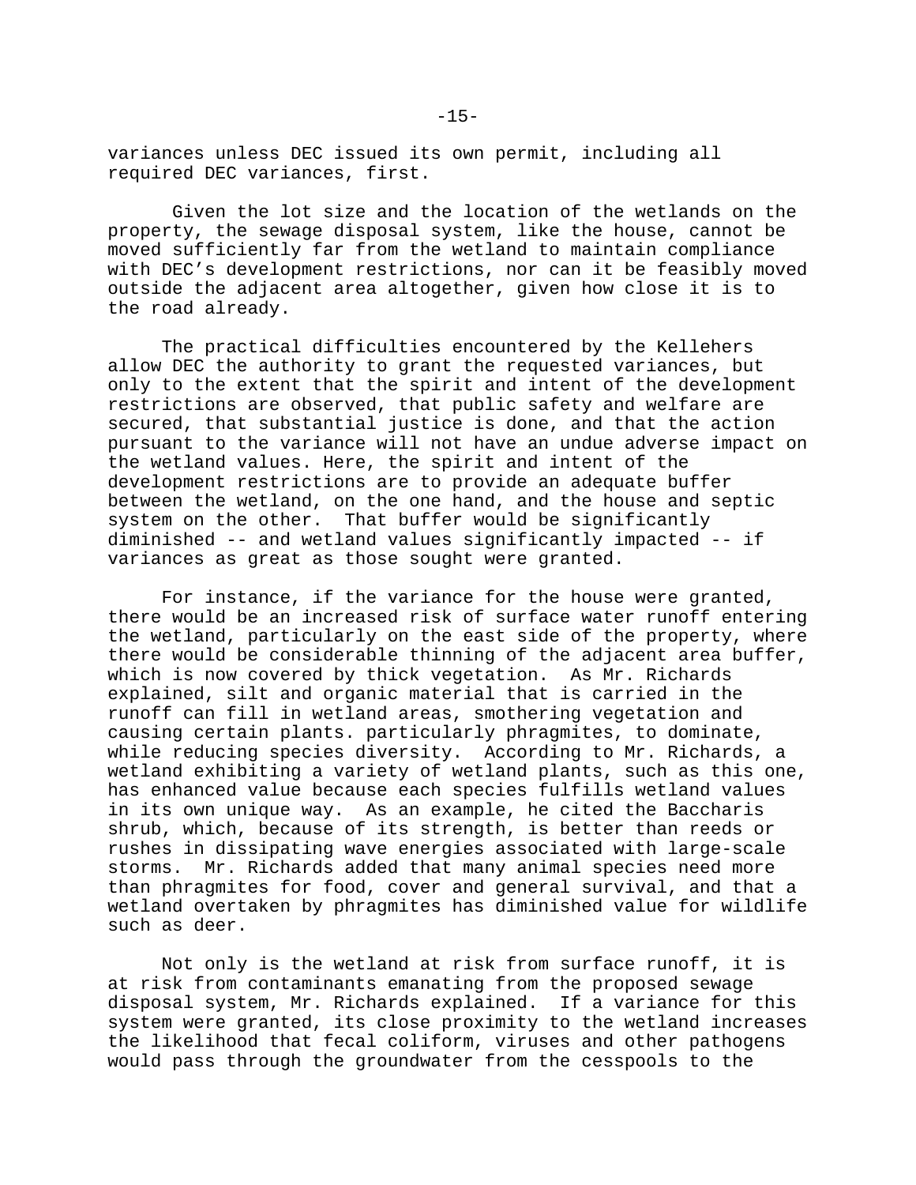variances unless DEC issued its own permit, including all required DEC variances, first.

Given the lot size and the location of the wetlands on the property, the sewage disposal system, like the house, cannot be moved sufficiently far from the wetland to maintain compliance with DEC's development restrictions, nor can it be feasibly moved outside the adjacent area altogether, given how close it is to the road already.

The practical difficulties encountered by the Kellehers allow DEC the authority to grant the requested variances, but only to the extent that the spirit and intent of the development restrictions are observed, that public safety and welfare are secured, that substantial justice is done, and that the action pursuant to the variance will not have an undue adverse impact on the wetland values. Here, the spirit and intent of the development restrictions are to provide an adequate buffer between the wetland, on the one hand, and the house and septic system on the other. That buffer would be significantly diminished -- and wetland values significantly impacted -- if variances as great as those sought were granted.

For instance, if the variance for the house were granted, there would be an increased risk of surface water runoff entering the wetland, particularly on the east side of the property, where there would be considerable thinning of the adjacent area buffer, which is now covered by thick vegetation. As Mr. Richards explained, silt and organic material that is carried in the runoff can fill in wetland areas, smothering vegetation and causing certain plants. particularly phragmites, to dominate, while reducing species diversity. According to Mr. Richards, a wetland exhibiting a variety of wetland plants, such as this one, has enhanced value because each species fulfills wetland values in its own unique way. As an example, he cited the Baccharis shrub, which, because of its strength, is better than reeds or rushes in dissipating wave energies associated with large-scale storms. Mr. Richards added that many animal species need more than phragmites for food, cover and general survival, and that a wetland overtaken by phragmites has diminished value for wildlife such as deer.

Not only is the wetland at risk from surface runoff, it is at risk from contaminants emanating from the proposed sewage disposal system, Mr. Richards explained. If a variance for this system were granted, its close proximity to the wetland increases the likelihood that fecal coliform, viruses and other pathogens would pass through the groundwater from the cesspools to the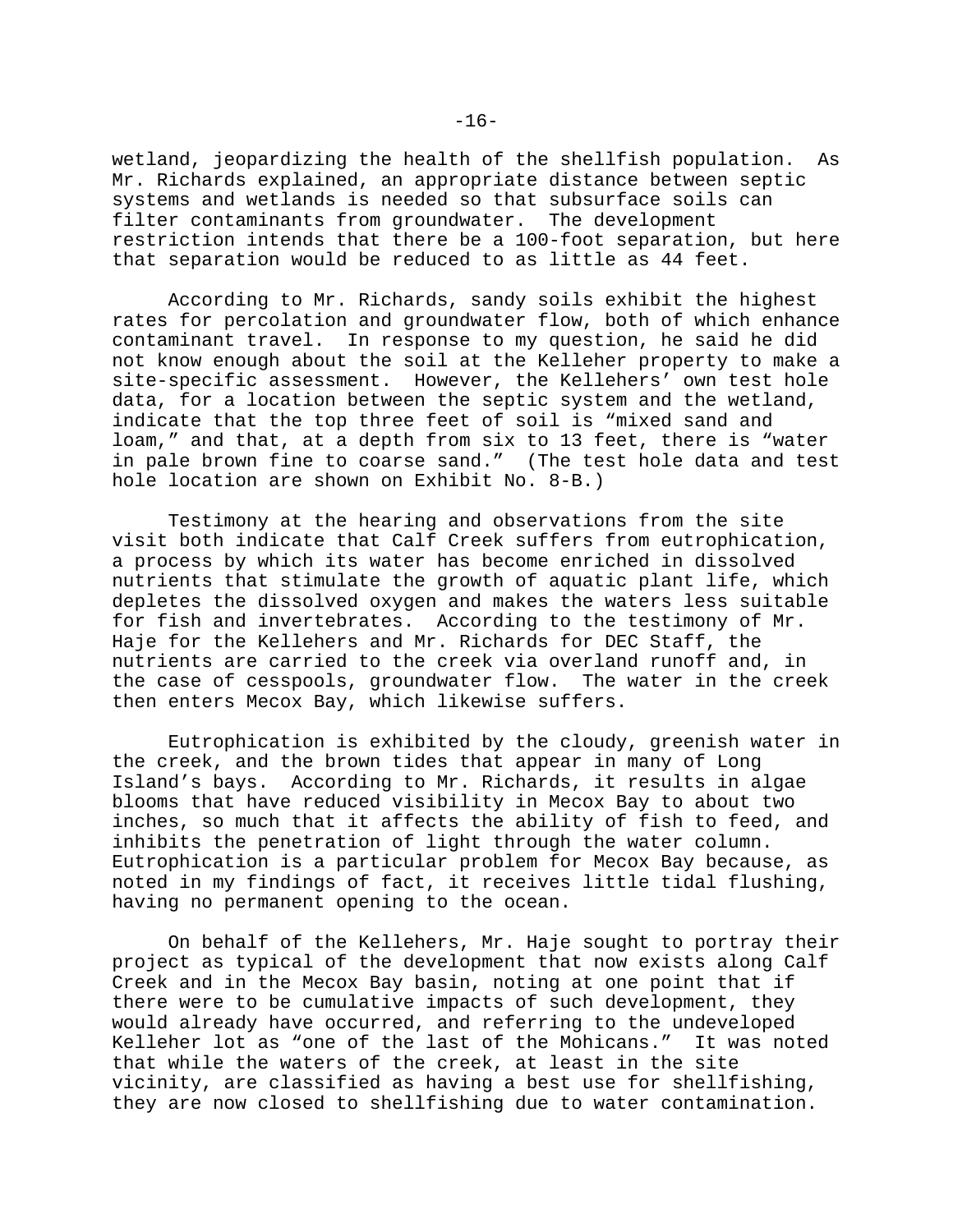wetland, jeopardizing the health of the shellfish population. As Mr. Richards explained, an appropriate distance between septic systems and wetlands is needed so that subsurface soils can filter contaminants from groundwater. The development restriction intends that there be a 100-foot separation, but here that separation would be reduced to as little as 44 feet.

According to Mr. Richards, sandy soils exhibit the highest rates for percolation and groundwater flow, both of which enhance contaminant travel. In response to my question, he said he did not know enough about the soil at the Kelleher property to make a site-specific assessment. However, the Kellehers' own test hole data, for a location between the septic system and the wetland, indicate that the top three feet of soil is "mixed sand and loam," and that, at a depth from six to 13 feet, there is "water in pale brown fine to coarse sand." (The test hole data and test hole location are shown on Exhibit No. 8-B.)

Testimony at the hearing and observations from the site visit both indicate that Calf Creek suffers from eutrophication, a process by which its water has become enriched in dissolved nutrients that stimulate the growth of aquatic plant life, which depletes the dissolved oxygen and makes the waters less suitable for fish and invertebrates. According to the testimony of Mr. Haje for the Kellehers and Mr. Richards for DEC Staff, the nutrients are carried to the creek via overland runoff and, in the case of cesspools, groundwater flow. The water in the creek then enters Mecox Bay, which likewise suffers.

Eutrophication is exhibited by the cloudy, greenish water in the creek, and the brown tides that appear in many of Long Island's bays. According to Mr. Richards, it results in algae blooms that have reduced visibility in Mecox Bay to about two inches, so much that it affects the ability of fish to feed, and inhibits the penetration of light through the water column. Eutrophication is a particular problem for Mecox Bay because, as noted in my findings of fact, it receives little tidal flushing, having no permanent opening to the ocean.

On behalf of the Kellehers, Mr. Haje sought to portray their project as typical of the development that now exists along Calf Creek and in the Mecox Bay basin, noting at one point that if there were to be cumulative impacts of such development, they would already have occurred, and referring to the undeveloped Kelleher lot as "one of the last of the Mohicans." It was noted that while the waters of the creek, at least in the site vicinity, are classified as having a best use for shellfishing, they are now closed to shellfishing due to water contamination.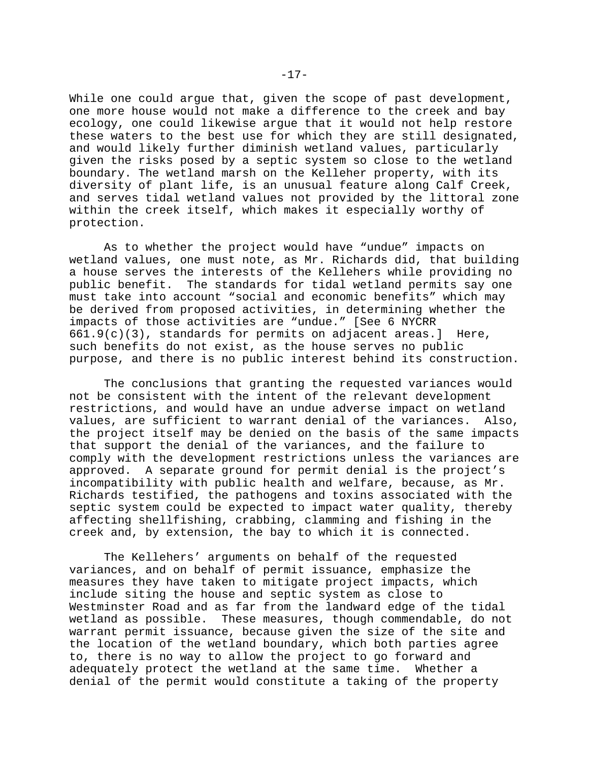While one could argue that, given the scope of past development, one more house would not make a difference to the creek and bay ecology, one could likewise argue that it would not help restore these waters to the best use for which they are still designated, and would likely further diminish wetland values, particularly given the risks posed by a septic system so close to the wetland boundary. The wetland marsh on the Kelleher property, with its diversity of plant life, is an unusual feature along Calf Creek, and serves tidal wetland values not provided by the littoral zone within the creek itself, which makes it especially worthy of protection.

As to whether the project would have "undue" impacts on wetland values, one must note, as Mr. Richards did, that building a house serves the interests of the Kellehers while providing no public benefit. The standards for tidal wetland permits say one must take into account "social and economic benefits" which may be derived from proposed activities, in determining whether the impacts of those activities are "undue." [See 6 NYCRR 661.9(c)(3), standards for permits on adjacent areas.] Here, such benefits do not exist, as the house serves no public purpose, and there is no public interest behind its construction.

The conclusions that granting the requested variances would not be consistent with the intent of the relevant development restrictions, and would have an undue adverse impact on wetland values, are sufficient to warrant denial of the variances. Also, the project itself may be denied on the basis of the same impacts that support the denial of the variances, and the failure to comply with the development restrictions unless the variances are approved. A separate ground for permit denial is the project's incompatibility with public health and welfare, because, as Mr. Richards testified, the pathogens and toxins associated with the septic system could be expected to impact water quality, thereby affecting shellfishing, crabbing, clamming and fishing in the creek and, by extension, the bay to which it is connected.

The Kellehers' arguments on behalf of the requested variances, and on behalf of permit issuance, emphasize the measures they have taken to mitigate project impacts, which include siting the house and septic system as close to Westminster Road and as far from the landward edge of the tidal wetland as possible. These measures, though commendable, do not warrant permit issuance, because given the size of the site and the location of the wetland boundary, which both parties agree to, there is no way to allow the project to go forward and adequately protect the wetland at the same time. Whether a denial of the permit would constitute a taking of the property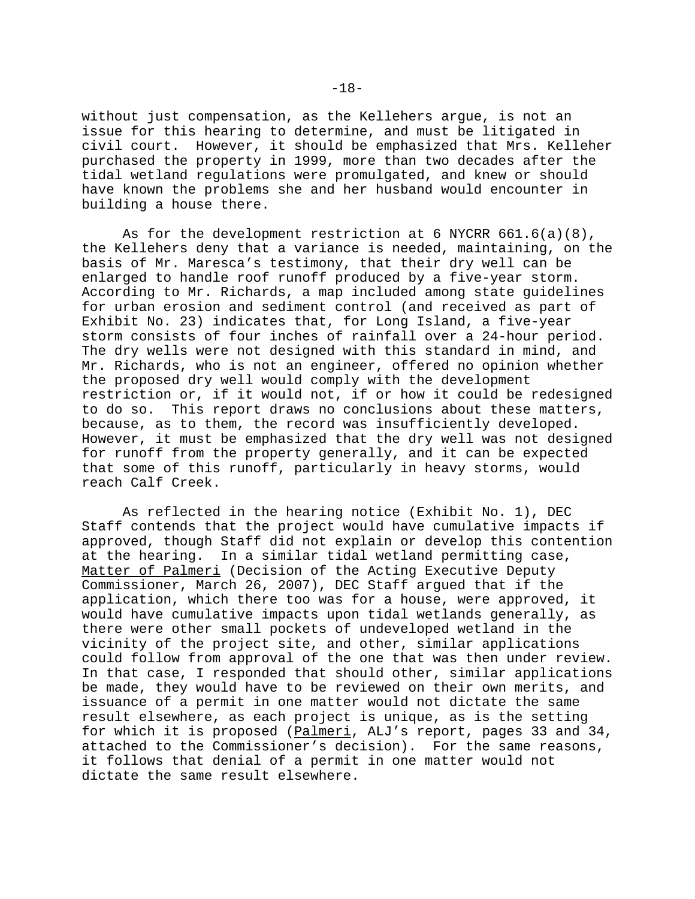without just compensation, as the Kellehers argue, is not an issue for this hearing to determine, and must be litigated in civil court. However, it should be emphasized that Mrs. Kelleher purchased the property in 1999, more than two decades after the tidal wetland regulations were promulgated, and knew or should have known the problems she and her husband would encounter in building a house there.

As for the development restriction at 6 NYCRR 661.6(a)(8), the Kellehers deny that a variance is needed, maintaining, on the basis of Mr. Maresca's testimony, that their dry well can be enlarged to handle roof runoff produced by a five-year storm. According to Mr. Richards, a map included among state guidelines for urban erosion and sediment control (and received as part of Exhibit No. 23) indicates that, for Long Island, a five-year storm consists of four inches of rainfall over a 24-hour period. The dry wells were not designed with this standard in mind, and Mr. Richards, who is not an engineer, offered no opinion whether the proposed dry well would comply with the development restriction or, if it would not, if or how it could be redesigned to do so. This report draws no conclusions about these matters, because, as to them, the record was insufficiently developed. However, it must be emphasized that the dry well was not designed for runoff from the property generally, and it can be expected that some of this runoff, particularly in heavy storms, would reach Calf Creek.

As reflected in the hearing notice (Exhibit No. 1), DEC Staff contends that the project would have cumulative impacts if approved, though Staff did not explain or develop this contention at the hearing. In a similar tidal wetland permitting case, <u>Matter of Palmeri</u> (Decision of the Acting Executive Deputy Commissioner, March 26, 2007), DEC Staff argued that if the application, which there too was for a house, were approved, it would have cumulative impacts upon tidal wetlands generally, as there were other small pockets of undeveloped wetland in the vicinity of the project site, and other, similar applications could follow from approval of the one that was then under review. In that case, I responded that should other, similar applications be made, they would have to be reviewed on their own merits, and issuance of a permit in one matter would not dictate the same result elsewhere, as each project is unique, as is the setting for which it is proposed (<u>Palmeri</u>, ALJ's report, pages 33 and 34, attached to the Commissioner's decision). For the same reasons, it follows that denial of a permit in one matter would not dictate the same result elsewhere.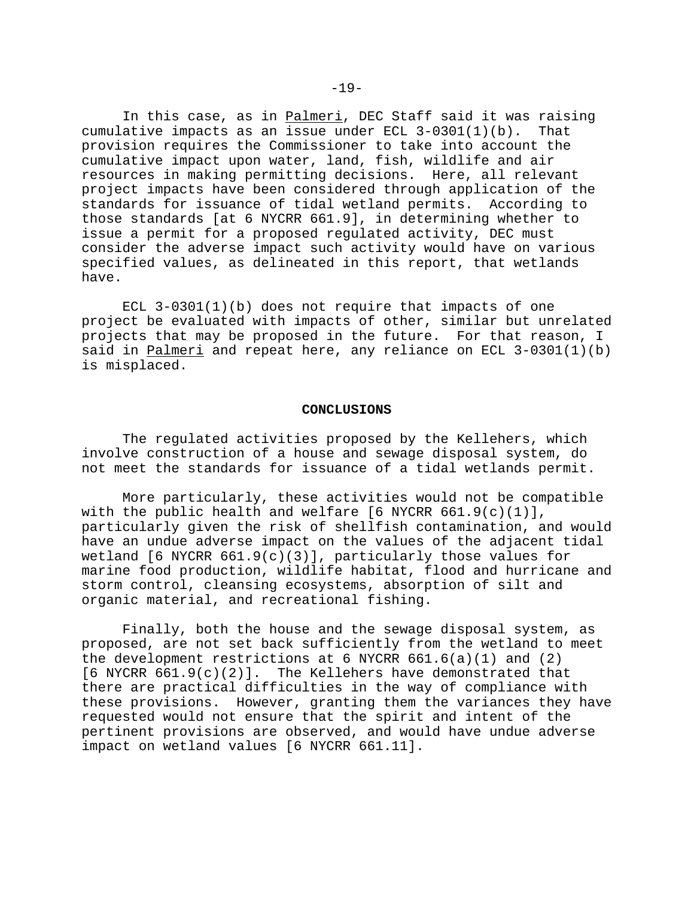In this case, as in _Palmeri_, DEC Staff said it was raising cumulative impacts as an issue under ECL 3-0301(1)(b). That provision requires the Commissioner to take into account the cumulative impact upon water, land, fish, wildlife and air resources in making permitting decisions. Here, all relevant project impacts have been considered through application of the standards for issuance of tidal wetland permits. According to those standards [at 6 NYCRR 661.9], in determining whether to issue a permit for a proposed regulated activity, DEC must consider the adverse impact such activity would have on various specified values, as delineated in this report, that wetlands have.

ECL 3-0301(1)(b) does not require that impacts of one project be evaluated with impacts of other, similar but unrelated projects that may be proposed in the future. For that reason, I said in _Palmeri_ and repeat here, any reliance on ECL 3-0301(1)(b) is misplaced.

## CONCLUSIONS

The regulated activities proposed by the Kellehers, which involve construction of a house and sewage disposal system, do not meet the standards for issuance of a tidal wetlands permit.

More particularly, these activities would not be compatible with the public health and welfare [6 NYCRR 661.9(c)(1)], particularly given the risk of shellfish contamination, and would have an undue adverse impact on the values of the adjacent tidal wetland [6 NYCRR 661.9(c)(3)], particularly those values for marine food production, wildlife habitat, flood and hurricane and storm control, cleansing ecosystems, absorption of silt and organic material, and recreational fishing.

Finally, both the house and the sewage disposal system, as proposed, are not set back sufficiently from the wetland to meet the development restrictions at 6 NYCRR 661.6(a)(1) and (2) [6 NYCRR 661.9(c)(2)]. The Kellehers have demonstrated that there are practical difficulties in the way of compliance with these provisions. However, granting them the variances they have requested would not ensure that the spirit and intent of the pertinent provisions are observed, and would have undue adverse impact on wetland values [6 NYCRR 661.11].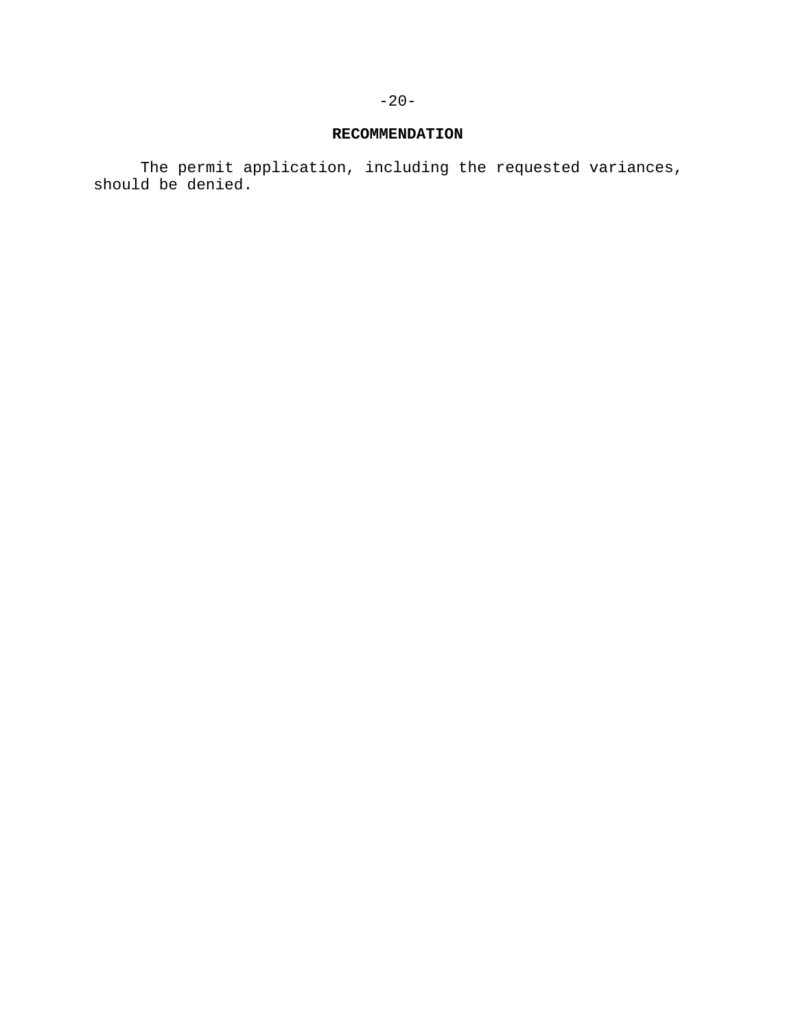## RECOMMENDATION

The permit application, including the requested variances, should be denied.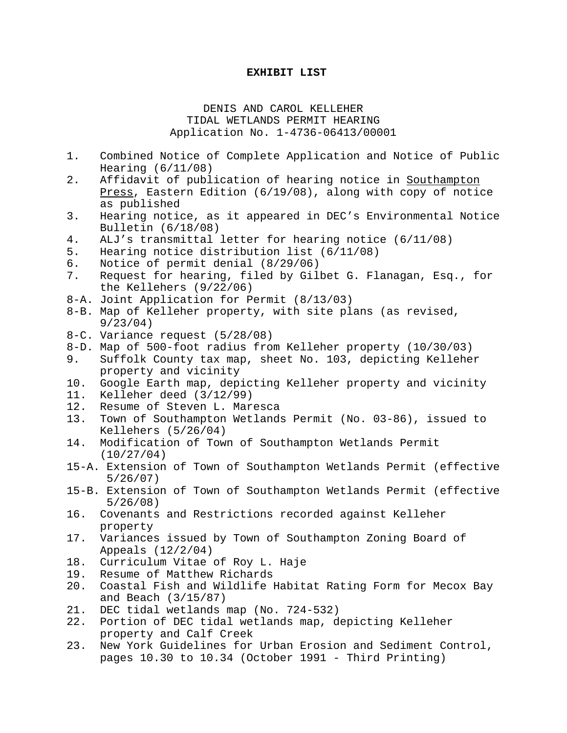# EXHIBIT LIST

DENIS AND CAROL KELLEHER
TIDAL WETLANDS PERMIT HEARING
Application No. 1-4736-06413/00001

1. Combined Notice of Complete Application and Notice of Public Hearing (6/11/08)
2. Affidavit of publication of hearing notice in Southampton Press, Eastern Edition (6/19/08), along with copy of notice as published
3. Hearing notice, as it appeared in DEC's Environmental Notice Bulletin (6/18/08)
4. ALJ's transmittal letter for hearing notice (6/11/08)
5. Hearing notice distribution list (6/11/08)
6. Notice of permit denial (8/29/06)
7. Request for hearing, filed by Gilbet G. Flanagan, Esq., for the Kellehers (9/22/06)

8-A. Joint Application for Permit (8/13/03)
8-B. Map of Kelleher property, with site plans (as revised, 9/23/04)
8-C. Variance request (5/28/08)
8-D. Map of 500-foot radius from Kelleher property (10/30/03)

9. Suffolk County tax map, sheet No. 103, depicting Kelleher property and vicinity
10. Google Earth map, depicting Kelleher property and vicinity
11. Kelleher deed (3/12/99)
12. Resume of Steven L. Maresca
13. Town of Southampton Wetlands Permit (No. 03-86), issued to Kellehers (5/26/04)
14. Modification of Town of Southampton Wetlands Permit (10/27/04)

15-A. Extension of Town of Southampton Wetlands Permit (effective 5/26/07)
15-B. Extension of Town of Southampton Wetlands Permit (effective 5/26/08)

16. Covenants and Restrictions recorded against Kelleher property
17. Variances issued by Town of Southampton Zoning Board of Appeals (12/2/04)
18. Curriculum Vitae of Roy L. Haje
19. Resume of Matthew Richards
20. Coastal Fish and Wildlife Habitat Rating Form for Mecox Bay and Beach (3/15/87)
21. DEC tidal wetlands map (No. 724-532)
22. Portion of DEC tidal wetlands map, depicting Kelleher property and Calf Creek
23. New York Guidelines for Urban Erosion and Sediment Control, pages 10.30 to 10.34 (October 1991 - Third Printing)